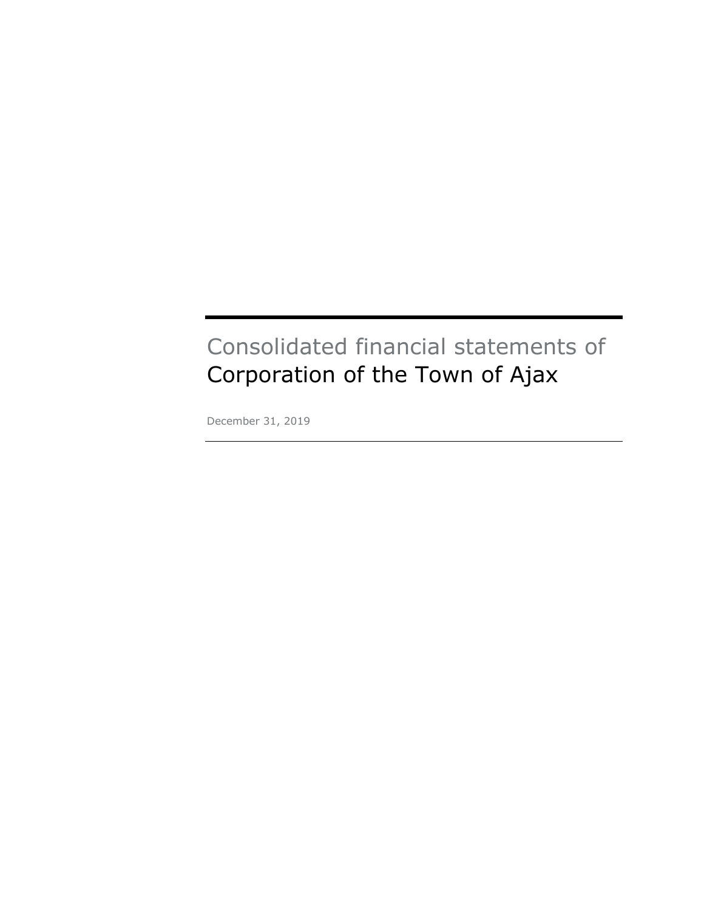# Consolidated financial statements of
# Corporation of the Town of Ajax

December 31, 2019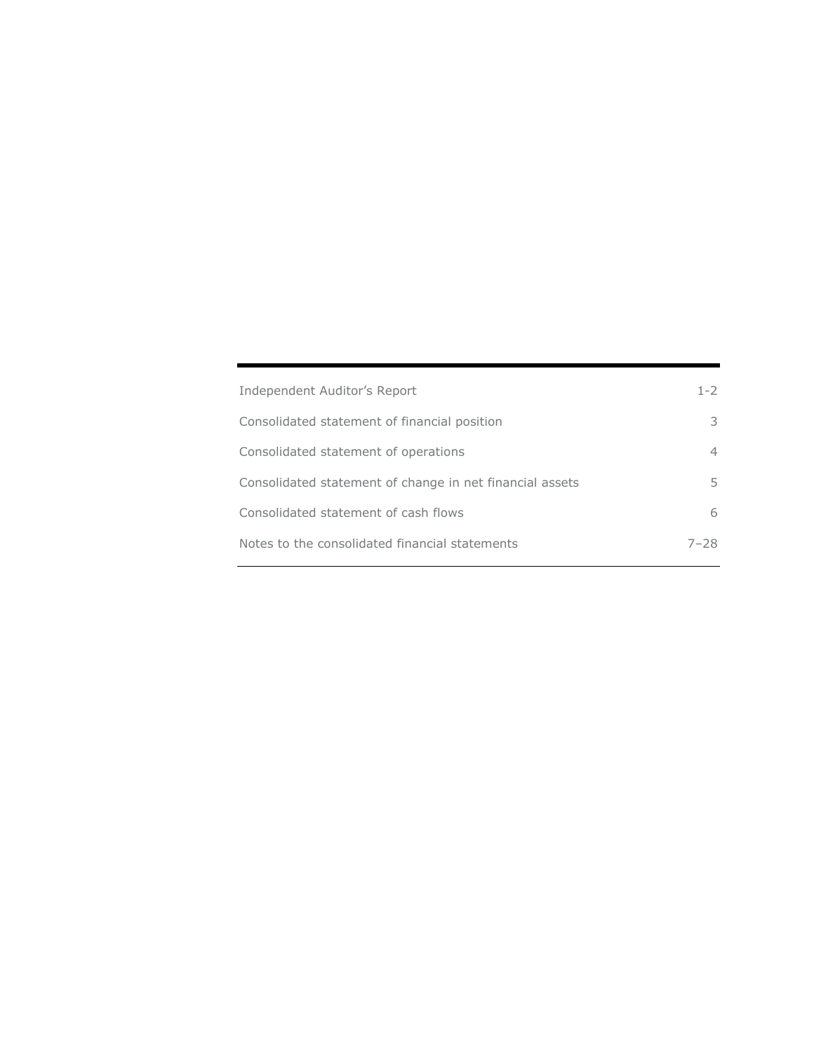| | |
|---|---|
| Independent Auditor's Report | 1-2 |
| Consolidated statement of financial position | 3 |
| Consolidated statement of operations | 4 |
| Consolidated statement of change in net financial assets | 5 |
| Consolidated statement of cash flows | 6 |
| Notes to the consolidated financial statements | 7–28 |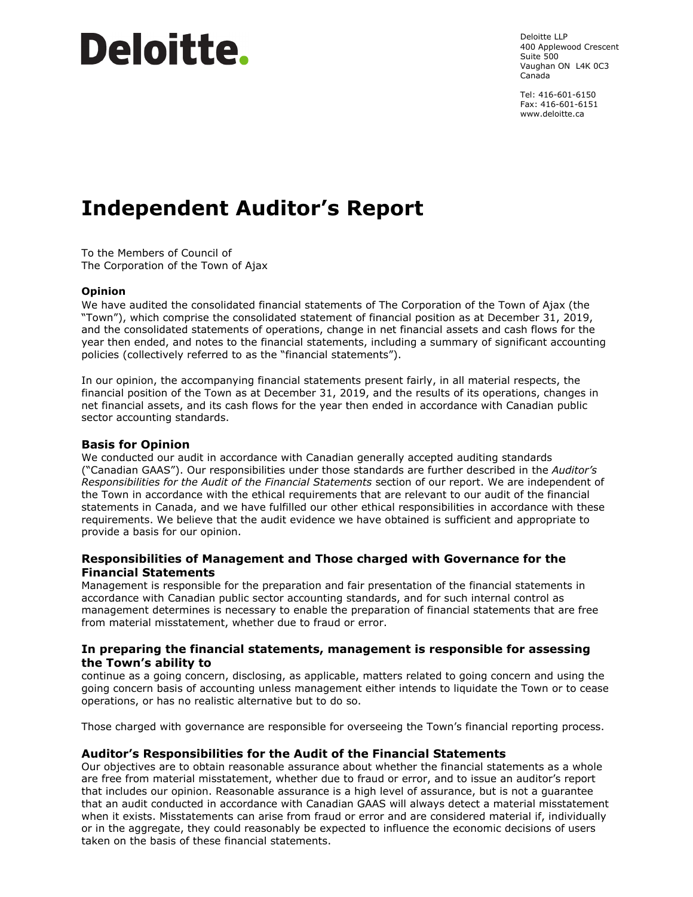Deloitte.

Deloitte LLP
400 Applewood Crescent
Suite 500
Vaughan ON L4K 0C3
Canada

Tel: 416-601-6150
Fax: 416-601-6151
www.deloitte.ca

# Independent Auditor's Report

To the Members of Council of
The Corporation of the Town of Ajax

**Opinion**

We have audited the consolidated financial statements of The Corporation of the Town of Ajax (the "Town"), which comprise the consolidated statement of financial position as at December 31, 2019, and the consolidated statements of operations, change in net financial assets and cash flows for the year then ended, and notes to the financial statements, including a summary of significant accounting policies (collectively referred to as the "financial statements").

In our opinion, the accompanying financial statements present fairly, in all material respects, the financial position of the Town as at December 31, 2019, and the results of its operations, changes in net financial assets, and its cash flows for the year then ended in accordance with Canadian public sector accounting standards.

### Basis for Opinion

We conducted our audit in accordance with Canadian generally accepted auditing standards ("Canadian GAAS"). Our responsibilities under those standards are further described in the *Auditor's Responsibilities for the Audit of the Financial Statements* section of our report. We are independent of the Town in accordance with the ethical requirements that are relevant to our audit of the financial statements in Canada, and we have fulfilled our other ethical responsibilities in accordance with these requirements. We believe that the audit evidence we have obtained is sufficient and appropriate to provide a basis for our opinion.

### Responsibilities of Management and Those charged with Governance for the Financial Statements

Management is responsible for the preparation and fair presentation of the financial statements in accordance with Canadian public sector accounting standards, and for such internal control as management determines is necessary to enable the preparation of financial statements that are free from material misstatement, whether due to fraud or error.

### In preparing the financial statements, management is responsible for assessing the Town's ability to

continue as a going concern, disclosing, as applicable, matters related to going concern and using the going concern basis of accounting unless management either intends to liquidate the Town or to cease operations, or has no realistic alternative but to do so.

Those charged with governance are responsible for overseeing the Town's financial reporting process.

### Auditor's Responsibilities for the Audit of the Financial Statements

Our objectives are to obtain reasonable assurance about whether the financial statements as a whole are free from material misstatement, whether due to fraud or error, and to issue an auditor's report that includes our opinion. Reasonable assurance is a high level of assurance, but is not a guarantee that an audit conducted in accordance with Canadian GAAS will always detect a material misstatement when it exists. Misstatements can arise from fraud or error and are considered material if, individually or in the aggregate, they could reasonably be expected to influence the economic decisions of users taken on the basis of these financial statements.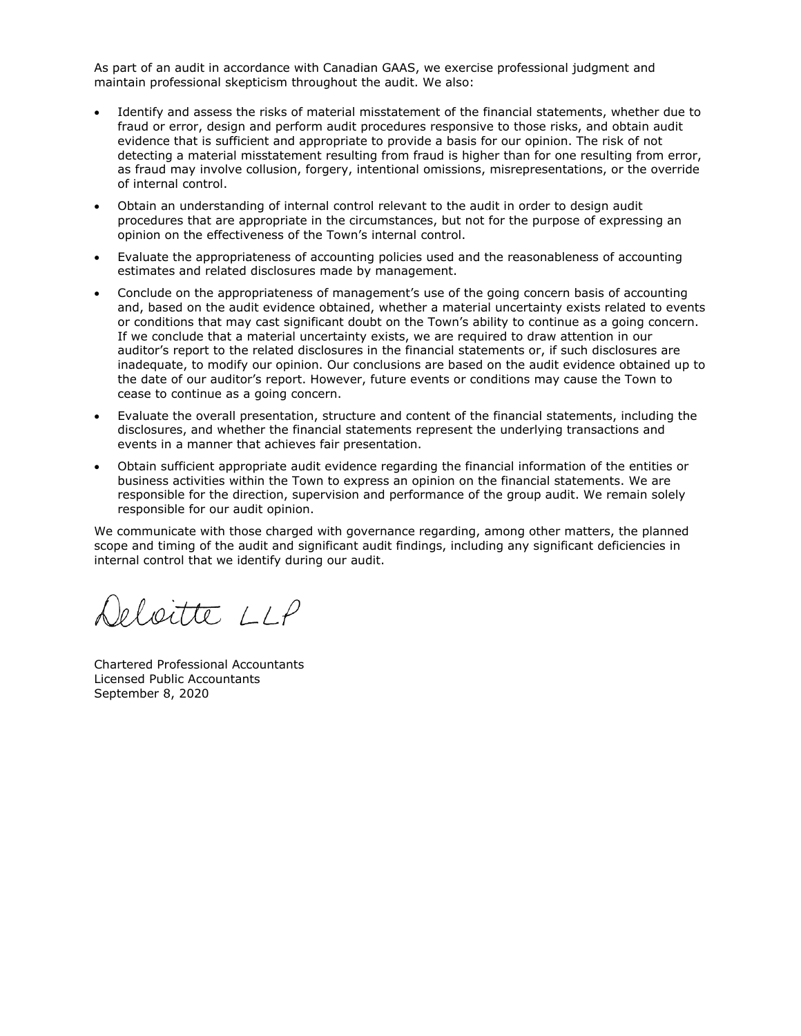As part of an audit in accordance with Canadian GAAS, we exercise professional judgment and maintain professional skepticism throughout the audit. We also:

- Identify and assess the risks of material misstatement of the financial statements, whether due to fraud or error, design and perform audit procedures responsive to those risks, and obtain audit evidence that is sufficient and appropriate to provide a basis for our opinion. The risk of not detecting a material misstatement resulting from fraud is higher than for one resulting from error, as fraud may involve collusion, forgery, intentional omissions, misrepresentations, or the override of internal control.
- Obtain an understanding of internal control relevant to the audit in order to design audit procedures that are appropriate in the circumstances, but not for the purpose of expressing an opinion on the effectiveness of the Town's internal control.
- Evaluate the appropriateness of accounting policies used and the reasonableness of accounting estimates and related disclosures made by management.
- Conclude on the appropriateness of management's use of the going concern basis of accounting and, based on the audit evidence obtained, whether a material uncertainty exists related to events or conditions that may cast significant doubt on the Town's ability to continue as a going concern. If we conclude that a material uncertainty exists, we are required to draw attention in our auditor's report to the related disclosures in the financial statements or, if such disclosures are inadequate, to modify our opinion. Our conclusions are based on the audit evidence obtained up to the date of our auditor's report. However, future events or conditions may cause the Town to cease to continue as a going concern.
- Evaluate the overall presentation, structure and content of the financial statements, including the disclosures, and whether the financial statements represent the underlying transactions and events in a manner that achieves fair presentation.
- Obtain sufficient appropriate audit evidence regarding the financial information of the entities or business activities within the Town to express an opinion on the financial statements. We are responsible for the direction, supervision and performance of the group audit. We remain solely responsible for our audit opinion.

We communicate with those charged with governance regarding, among other matters, the planned scope and timing of the audit and significant audit findings, including any significant deficiencies in internal control that we identify during our audit.

Deloitte LLP

Chartered Professional Accountants
Licensed Public Accountants
September 8, 2020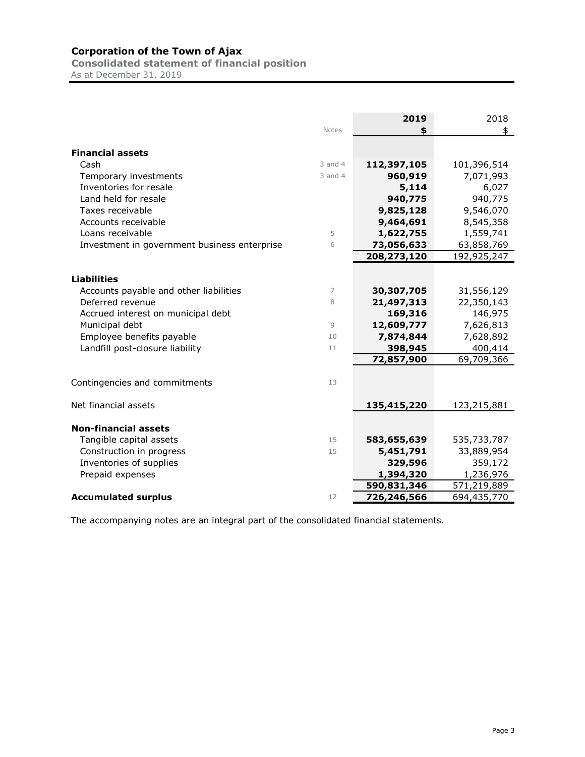# Corporation of the Town of Ajax

## Consolidated statement of financial position

As at December 31, 2019

| | Notes | 2019 $ | 2018 $ |
|---|---|---|---|
| **Financial assets** | | | |
| Cash | 3 and 4 | **112,397,105** | 101,396,514 |
| Temporary investments | 3 and 4 | **960,919** | 7,071,993 |
| Inventories for resale | | **5,114** | 6,027 |
| Land held for resale | | **940,775** | 940,775 |
| Taxes receivable | | **9,825,128** | 9,546,070 |
| Accounts receivable | | **9,464,691** | 8,545,358 |
| Loans receivable | 5 | **1,622,755** | 1,559,741 |
| Investment in government business enterprise | 6 | **73,056,633** | 63,858,769 |
| | | **208,273,120** | 192,925,247 |
| **Liabilities** | | | |
| Accounts payable and other liabilities | 7 | **30,307,705** | 31,556,129 |
| Deferred revenue | 8 | **21,497,313** | 22,350,143 |
| Accrued interest on municipal debt | | **169,316** | 146,975 |
| Municipal debt | 9 | **12,609,777** | 7,626,813 |
| Employee benefits payable | 10 | **7,874,844** | 7,628,892 |
| Landfill post-closure liability | 11 | **398,945** | 400,414 |
| | | **72,857,900** | 69,709,366 |
| Contingencies and commitments | 13 | | |
| Net financial assets | | **135,415,220** | 123,215,881 |
| **Non-financial assets** | | | |
| Tangible capital assets | 15 | **583,655,639** | 535,733,787 |
| Construction in progress | 15 | **5,451,791** | 33,889,954 |
| Inventories of supplies | | **329,596** | 359,172 |
| Prepaid expenses | | **1,394,320** | 1,236,976 |
| | | **590,831,346** | 571,219,889 |
| **Accumulated surplus** | 12 | **726,246,566** | 694,435,770 |

The accompanying notes are an integral part of the consolidated financial statements.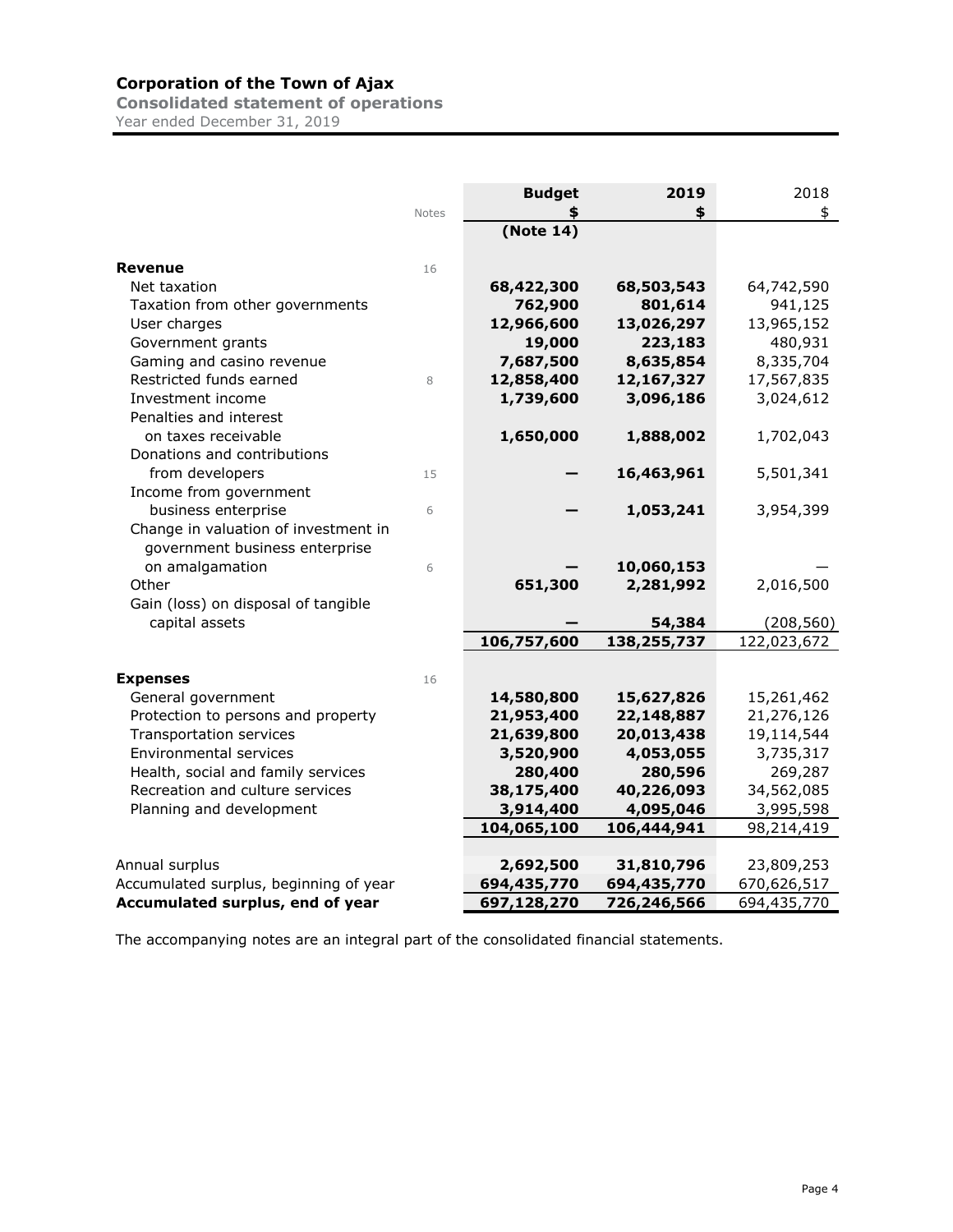# Corporation of the Town of Ajax

## Consolidated statement of operations

Year ended December 31, 2019

| | Notes | Budget<br>$<br>(Note 14) | 2019<br>$ | 2018<br>$ |
|---|---|---|---|---|
| **Revenue** | 16 | | | |
| Net taxation | | **68,422,300** | **68,503,543** | 64,742,590 |
| Taxation from other governments | | **762,900** | **801,614** | 941,125 |
| User charges | | **12,966,600** | **13,026,297** | 13,965,152 |
| Government grants | | **19,000** | **223,183** | 480,931 |
| Gaming and casino revenue | | **7,687,500** | **8,635,854** | 8,335,704 |
| Restricted funds earned | 8 | **12,858,400** | **12,167,327** | 17,567,835 |
| Investment income | | **1,739,600** | **3,096,186** | 3,024,612 |
| Penalties and interest on taxes receivable | | **1,650,000** | **1,888,002** | 1,702,043 |
| Donations and contributions from developers | 15 | **—** | **16,463,961** | 5,501,341 |
| Income from government business enterprise | 6 | **—** | **1,053,241** | 3,954,399 |
| Change in valuation of investment in government business enterprise on amalgamation | 6 | **—** | **10,060,153** | — |
| Other | | **651,300** | **2,281,992** | 2,016,500 |
| Gain (loss) on disposal of tangible capital assets | | **—** | **54,384** | (208,560) |
| | | **106,757,600** | **138,255,737** | 122,023,672 |
| **Expenses** | 16 | | | |
| General government | | **14,580,800** | **15,627,826** | 15,261,462 |
| Protection to persons and property | | **21,953,400** | **22,148,887** | 21,276,126 |
| Transportation services | | **21,639,800** | **20,013,438** | 19,114,544 |
| Environmental services | | **3,520,900** | **4,053,055** | 3,735,317 |
| Health, social and family services | | **280,400** | **280,596** | 269,287 |
| Recreation and culture services | | **38,175,400** | **40,226,093** | 34,562,085 |
| Planning and development | | **3,914,400** | **4,095,046** | 3,995,598 |
| | | **104,065,100** | **106,444,941** | 98,214,419 |
| Annual surplus | | **2,692,500** | **31,810,796** | 23,809,253 |
| Accumulated surplus, beginning of year | | **694,435,770** | **694,435,770** | 670,626,517 |
| **Accumulated surplus, end of year** | | **697,128,270** | **726,246,566** | 694,435,770 |

The accompanying notes are an integral part of the consolidated financial statements.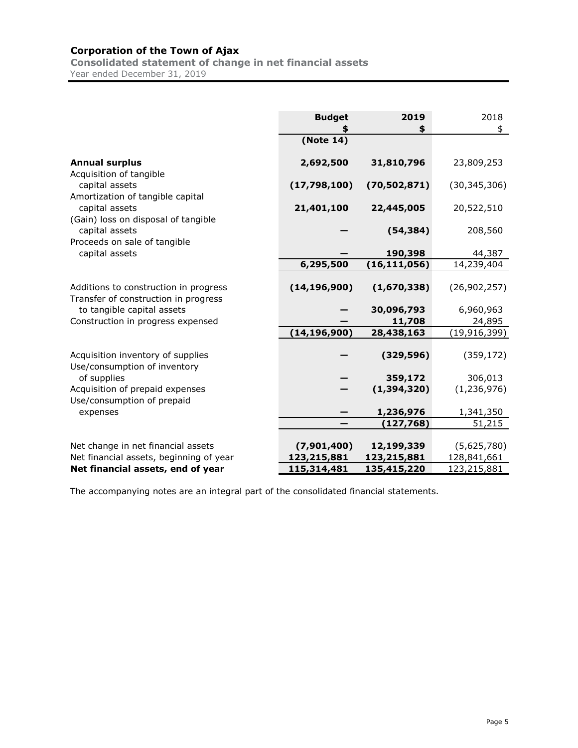**Corporation of the Town of Ajax**

**Consolidated statement of change in net financial assets**

Year ended December 31, 2019

| | Budget<br>$<br>(Note 14) | 2019<br>$ | 2018<br>$ |
|---|---|---|---|
| **Annual surplus** | **2,692,500** | **31,810,796** | 23,809,253 |
| Acquisition of tangible capital assets | **(17,798,100)** | **(70,502,871)** | (30,345,306) |
| Amortization of tangible capital capital assets | **21,401,100** | **22,445,005** | 20,522,510 |
| (Gain) loss on disposal of tangible capital assets | **—** | **(54,384)** | 208,560 |
| Proceeds on sale of tangible capital assets | **—** | **190,398** | 44,387 |
| | **6,295,500** | **(16,111,056)** | 14,239,404 |
| | | | |
| Additions to construction in progress | **(14,196,900)** | **(1,670,338)** | (26,902,257) |
| Transfer of construction in progress to tangible capital assets | **—** | **30,096,793** | 6,960,963 |
| Construction in progress expensed | **—** | **11,708** | 24,895 |
| | **(14,196,900)** | **28,438,163** | (19,916,399) |
| | | | |
| Acquisition inventory of supplies | **—** | **(329,596)** | (359,172) |
| Use/consumption of inventory of supplies | **—** | **359,172** | 306,013 |
| Acquisition of prepaid expenses | **—** | **(1,394,320)** | (1,236,976) |
| Use/consumption of prepaid expenses | **—** | **1,236,976** | 1,341,350 |
| | **—** | **(127,768)** | 51,215 |
| | | | |
| Net change in net financial assets | **(7,901,400)** | **12,199,339** | (5,625,780) |
| Net financial assets, beginning of year | **123,215,881** | **123,215,881** | 128,841,661 |
| **Net financial assets, end of year** | **115,314,481** | **135,415,220** | 123,215,881 |

The accompanying notes are an integral part of the consolidated financial statements.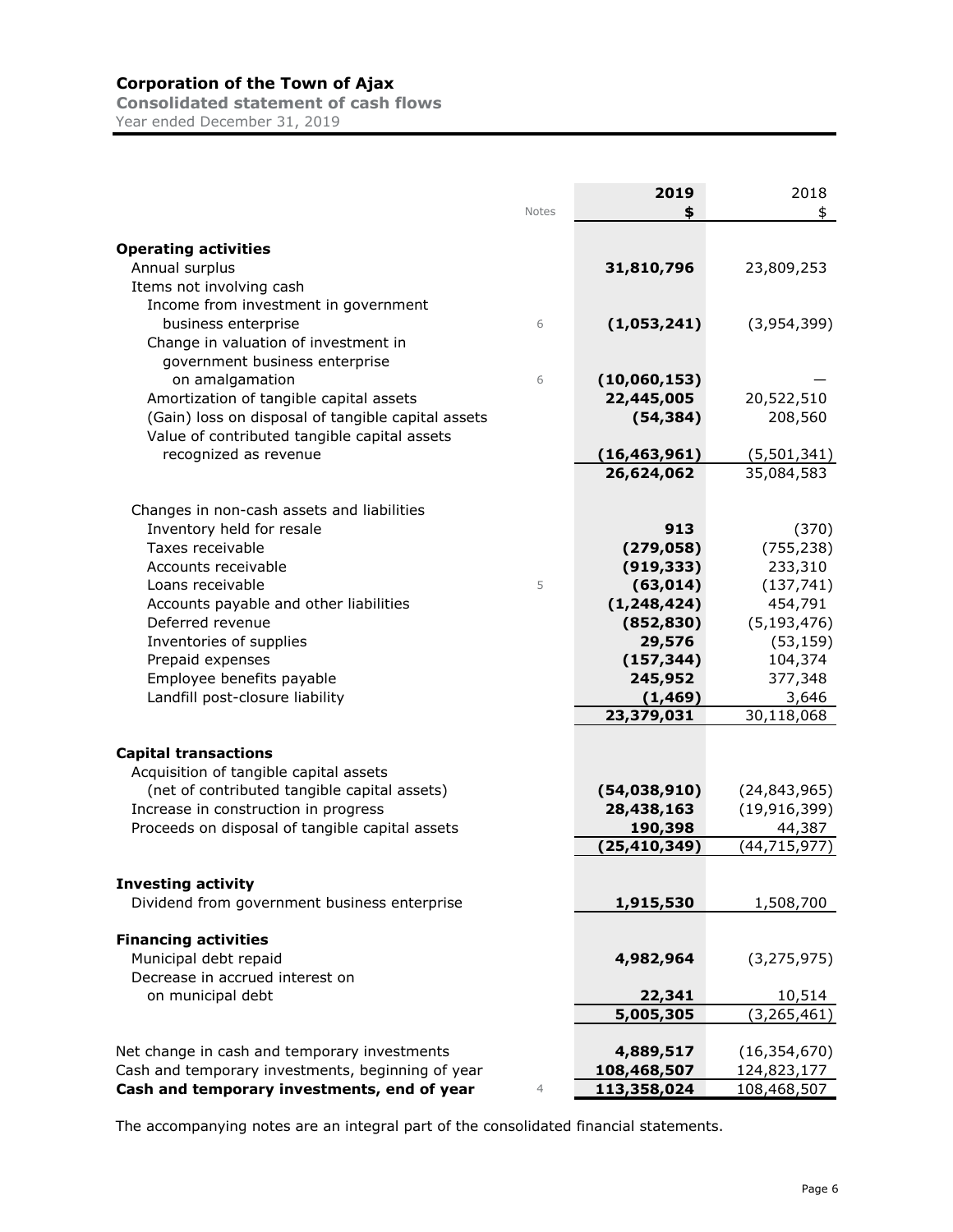# Corporation of the Town of Ajax

**Consolidated statement of cash flows**

Year ended December 31, 2019

| | Notes | 2019<br>$ | 2018<br>$ |
|---|---|---|---|
| **Operating activities** | | | |
| Annual surplus | | **31,810,796** | 23,809,253 |
| Items not involving cash | | | |
| Income from investment in government business enterprise | 6 | **(1,053,241)** | (3,954,399) |
| Change in valuation of investment in government business enterprise on amalgamation | 6 | **(10,060,153)** | — |
| Amortization of tangible capital assets | | **22,445,005** | 20,522,510 |
| (Gain) loss on disposal of tangible capital assets | | **(54,384)** | 208,560 |
| Value of contributed tangible capital assets recognized as revenue | | **(16,463,961)** | (5,501,341) |
| | | **26,624,062** | 35,084,583 |
| Changes in non-cash assets and liabilities | | | |
| Inventory held for resale | | **913** | (370) |
| Taxes receivable | | **(279,058)** | (755,238) |
| Accounts receivable | | **(919,333)** | 233,310 |
| Loans receivable | 5 | **(63,014)** | (137,741) |
| Accounts payable and other liabilities | | **(1,248,424)** | 454,791 |
| Deferred revenue | | **(852,830)** | (5,193,476) |
| Inventories of supplies | | **29,576** | (53,159) |
| Prepaid expenses | | **(157,344)** | 104,374 |
| Employee benefits payable | | **245,952** | 377,348 |
| Landfill post-closure liability | | **(1,469)** | 3,646 |
| | | **23,379,031** | 30,118,068 |
| **Capital transactions** | | | |
| Acquisition of tangible capital assets (net of contributed tangible capital assets) | | **(54,038,910)** | (24,843,965) |
| Increase in construction in progress | | **28,438,163** | (19,916,399) |
| Proceeds on disposal of tangible capital assets | | **190,398** | 44,387 |
| | | **(25,410,349)** | (44,715,977) |
| **Investing activity** | | | |
| Dividend from government business enterprise | | **1,915,530** | 1,508,700 |
| **Financing activities** | | | |
| Municipal debt repaid | | **4,982,964** | (3,275,975) |
| Decrease in accrued interest on on municipal debt | | **22,341** | 10,514 |
| | | **5,005,305** | (3,265,461) |
| Net change in cash and temporary investments | | **4,889,517** | (16,354,670) |
| Cash and temporary investments, beginning of year | | **108,468,507** | 124,823,177 |
| **Cash and temporary investments, end of year** | 4 | **113,358,024** | 108,468,507 |

The accompanying notes are an integral part of the consolidated financial statements.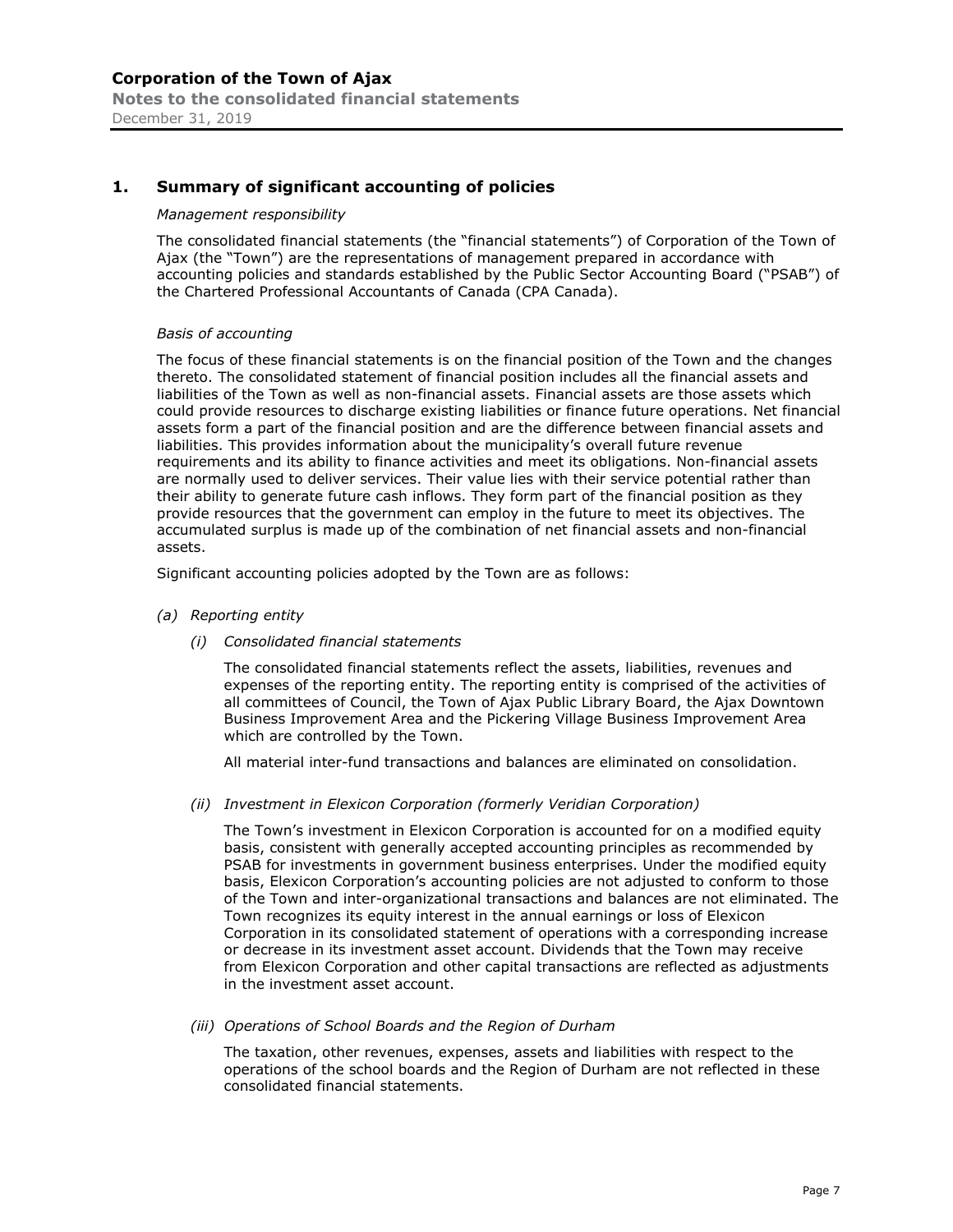## 1. Summary of significant accounting of policies

*Management responsibility*

The consolidated financial statements (the "financial statements") of Corporation of the Town of Ajax (the "Town") are the representations of management prepared in accordance with accounting policies and standards established by the Public Sector Accounting Board ("PSAB") of the Chartered Professional Accountants of Canada (CPA Canada).

*Basis of accounting*

The focus of these financial statements is on the financial position of the Town and the changes thereto. The consolidated statement of financial position includes all the financial assets and liabilities of the Town as well as non-financial assets. Financial assets are those assets which could provide resources to discharge existing liabilities or finance future operations. Net financial assets form a part of the financial position and are the difference between financial assets and liabilities. This provides information about the municipality's overall future revenue requirements and its ability to finance activities and meet its obligations. Non-financial assets are normally used to deliver services. Their value lies with their service potential rather than their ability to generate future cash inflows. They form part of the financial position as they provide resources that the government can employ in the future to meet its objectives. The accumulated surplus is made up of the combination of net financial assets and non-financial assets.

Significant accounting policies adopted by the Town are as follows:

*(a) Reporting entity*

*(i) Consolidated financial statements*

The consolidated financial statements reflect the assets, liabilities, revenues and expenses of the reporting entity. The reporting entity is comprised of the activities of all committees of Council, the Town of Ajax Public Library Board, the Ajax Downtown Business Improvement Area and the Pickering Village Business Improvement Area which are controlled by the Town.

All material inter-fund transactions and balances are eliminated on consolidation.

*(ii) Investment in Elexicon Corporation (formerly Veridian Corporation)*

The Town's investment in Elexicon Corporation is accounted for on a modified equity basis, consistent with generally accepted accounting principles as recommended by PSAB for investments in government business enterprises. Under the modified equity basis, Elexicon Corporation's accounting policies are not adjusted to conform to those of the Town and inter-organizational transactions and balances are not eliminated. The Town recognizes its equity interest in the annual earnings or loss of Elexicon Corporation in its consolidated statement of operations with a corresponding increase or decrease in its investment asset account. Dividends that the Town may receive from Elexicon Corporation and other capital transactions are reflected as adjustments in the investment asset account.

*(iii) Operations of School Boards and the Region of Durham*

The taxation, other revenues, expenses, assets and liabilities with respect to the operations of the school boards and the Region of Durham are not reflected in these consolidated financial statements.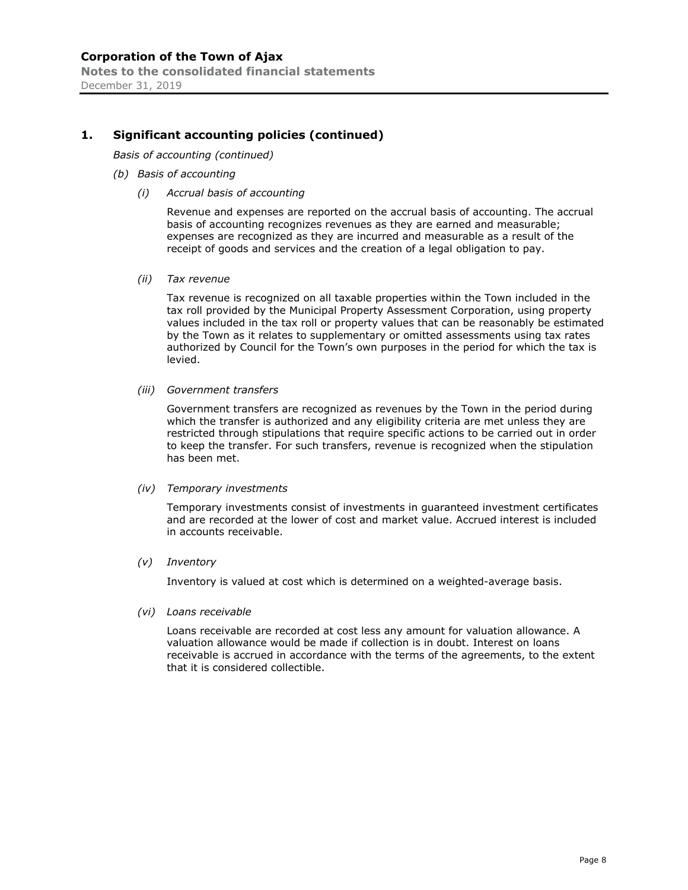## 1. Significant accounting policies (continued)

*Basis of accounting (continued)*

*(b) Basis of accounting*

*(i) Accrual basis of accounting*

Revenue and expenses are reported on the accrual basis of accounting. The accrual basis of accounting recognizes revenues as they are earned and measurable; expenses are recognized as they are incurred and measurable as a result of the receipt of goods and services and the creation of a legal obligation to pay.

*(ii) Tax revenue*

Tax revenue is recognized on all taxable properties within the Town included in the tax roll provided by the Municipal Property Assessment Corporation, using property values included in the tax roll or property values that can be reasonably be estimated by the Town as it relates to supplementary or omitted assessments using tax rates authorized by Council for the Town's own purposes in the period for which the tax is levied.

*(iii) Government transfers*

Government transfers are recognized as revenues by the Town in the period during which the transfer is authorized and any eligibility criteria are met unless they are restricted through stipulations that require specific actions to be carried out in order to keep the transfer. For such transfers, revenue is recognized when the stipulation has been met.

*(iv) Temporary investments*

Temporary investments consist of investments in guaranteed investment certificates and are recorded at the lower of cost and market value. Accrued interest is included in accounts receivable.

*(v) Inventory*

Inventory is valued at cost which is determined on a weighted-average basis.

*(vi) Loans receivable*

Loans receivable are recorded at cost less any amount for valuation allowance. A valuation allowance would be made if collection is in doubt. Interest on loans receivable is accrued in accordance with the terms of the agreements, to the extent that it is considered collectible.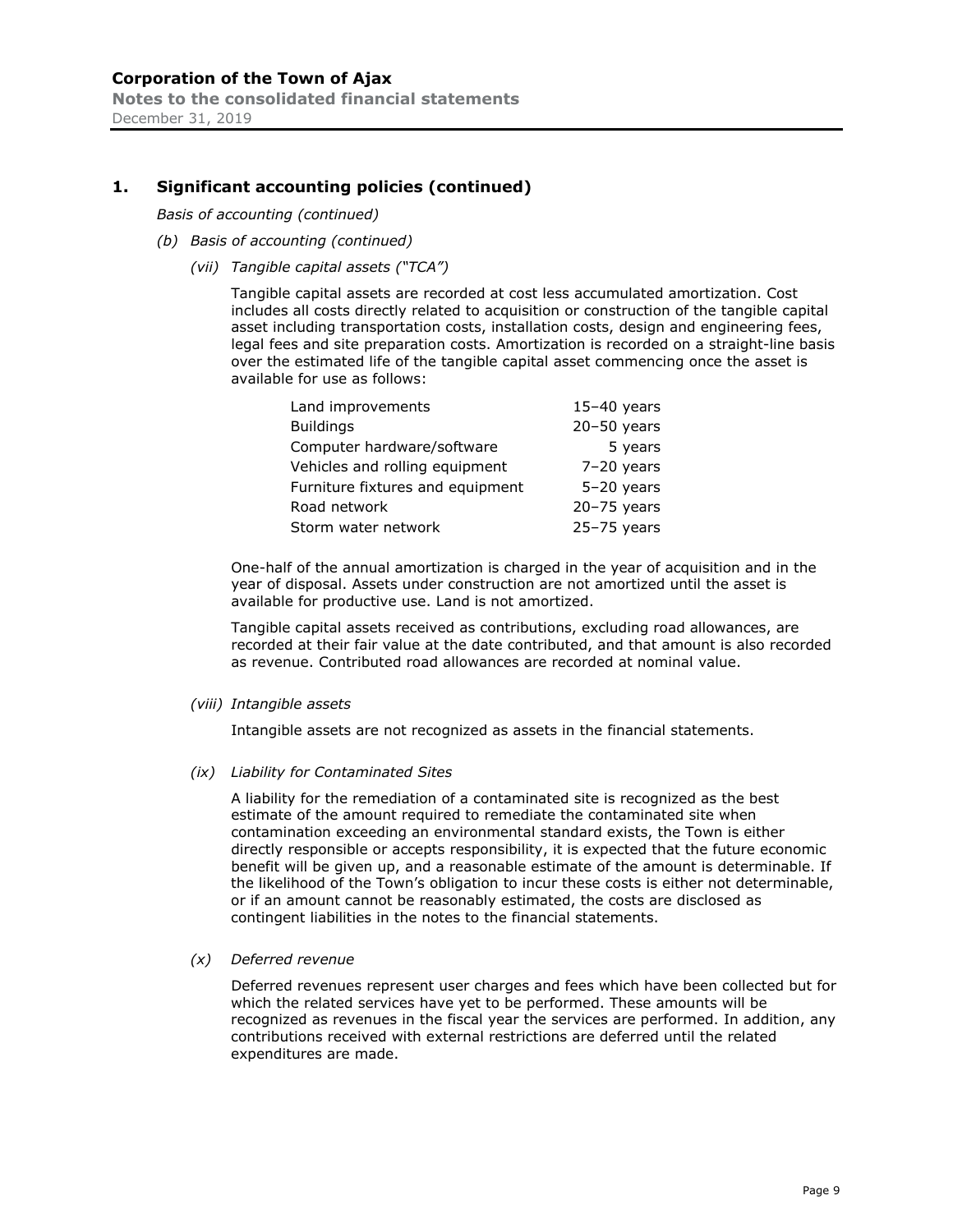## 1. Significant accounting policies (continued)

*Basis of accounting (continued)*

*(b) Basis of accounting (continued)*

*(vii) Tangible capital assets ("TCA")*

Tangible capital assets are recorded at cost less accumulated amortization. Cost includes all costs directly related to acquisition or construction of the tangible capital asset including transportation costs, installation costs, design and engineering fees, legal fees and site preparation costs. Amortization is recorded on a straight-line basis over the estimated life of the tangible capital asset commencing once the asset is available for use as follows:

| | |
|---|---|
| Land improvements | 15–40 years |
| Buildings | 20–50 years |
| Computer hardware/software | 5 years |
| Vehicles and rolling equipment | 7–20 years |
| Furniture fixtures and equipment | 5–20 years |
| Road network | 20–75 years |
| Storm water network | 25–75 years |

One-half of the annual amortization is charged in the year of acquisition and in the year of disposal. Assets under construction are not amortized until the asset is available for productive use. Land is not amortized.

Tangible capital assets received as contributions, excluding road allowances, are recorded at their fair value at the date contributed, and that amount is also recorded as revenue. Contributed road allowances are recorded at nominal value.

*(viii) Intangible assets*

Intangible assets are not recognized as assets in the financial statements.

*(ix) Liability for Contaminated Sites*

A liability for the remediation of a contaminated site is recognized as the best estimate of the amount required to remediate the contaminated site when contamination exceeding an environmental standard exists, the Town is either directly responsible or accepts responsibility, it is expected that the future economic benefit will be given up, and a reasonable estimate of the amount is determinable. If the likelihood of the Town's obligation to incur these costs is either not determinable, or if an amount cannot be reasonably estimated, the costs are disclosed as contingent liabilities in the notes to the financial statements.

*(x) Deferred revenue*

Deferred revenues represent user charges and fees which have been collected but for which the related services have yet to be performed. These amounts will be recognized as revenues in the fiscal year the services are performed. In addition, any contributions received with external restrictions are deferred until the related expenditures are made.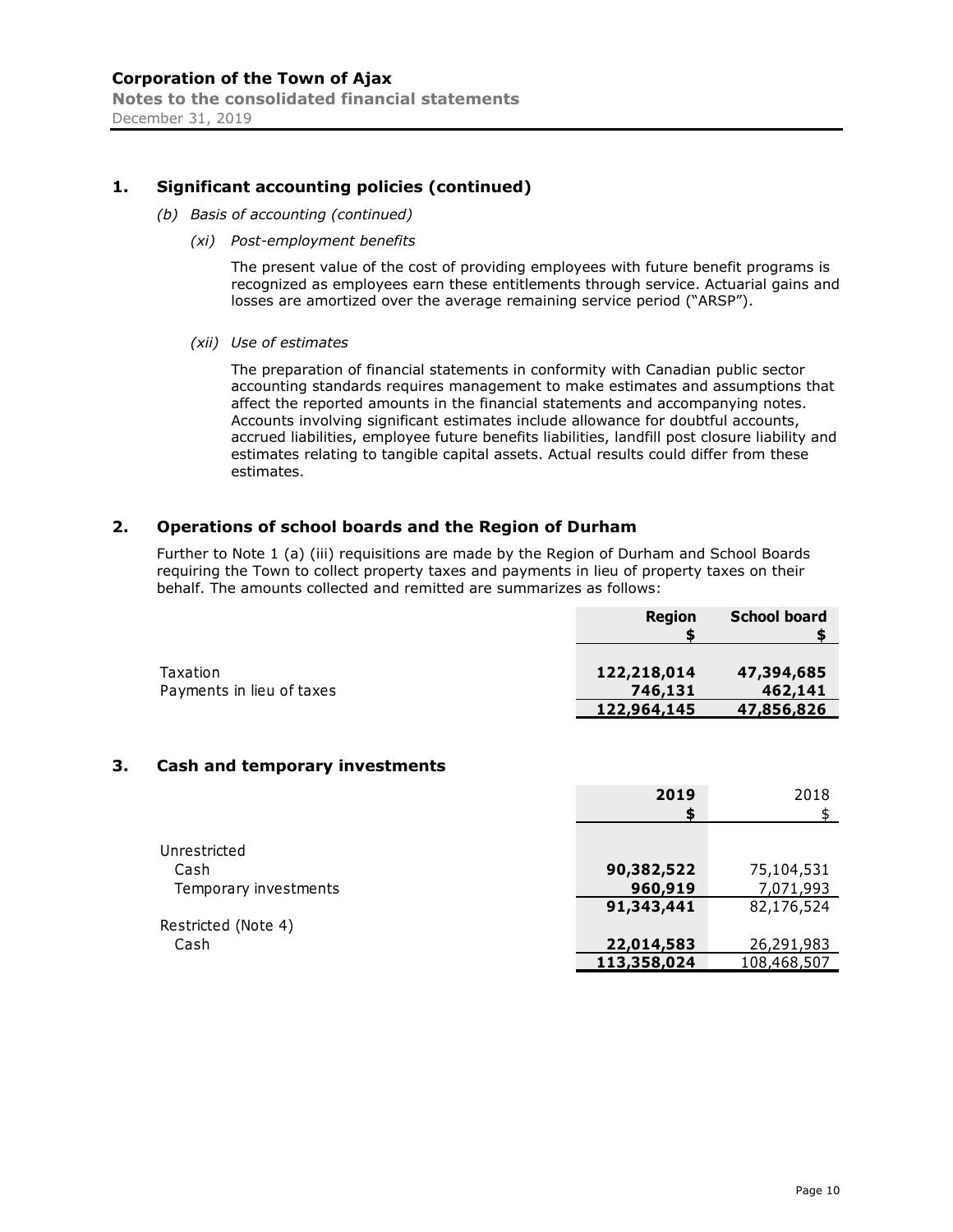## 1. Significant accounting policies (continued)

*(b) Basis of accounting (continued)*

*(xi) Post-employment benefits*

The present value of the cost of providing employees with future benefit programs is recognized as employees earn these entitlements through service. Actuarial gains and losses are amortized over the average remaining service period ("ARSP").

*(xii) Use of estimates*

The preparation of financial statements in conformity with Canadian public sector accounting standards requires management to make estimates and assumptions that affect the reported amounts in the financial statements and accompanying notes. Accounts involving significant estimates include allowance for doubtful accounts, accrued liabilities, employee future benefits liabilities, landfill post closure liability and estimates relating to tangible capital assets. Actual results could differ from these estimates.

## 2. Operations of school boards and the Region of Durham

Further to Note 1 (a) (iii) requisitions are made by the Region of Durham and School Boards requiring the Town to collect property taxes and payments in lieu of property taxes on their behalf. The amounts collected and remitted are summarizes as follows:

| | **Region $** | **School board $** |
|---|---|---|
| Taxation | **122,218,014** | **47,394,685** |
| Payments in lieu of taxes | **746,131** | **462,141** |
| | **122,964,145** | **47,856,826** |

## 3. Cash and temporary investments

| | **2019 $** | 2018 $ |
|---|---|---|
| Unrestricted | | |
| Cash | **90,382,522** | 75,104,531 |
| Temporary investments | **960,919** | 7,071,993 |
| | **91,343,441** | 82,176,524 |
| Restricted (Note 4) | | |
| Cash | **22,014,583** | 26,291,983 |
| | **113,358,024** | 108,468,507 |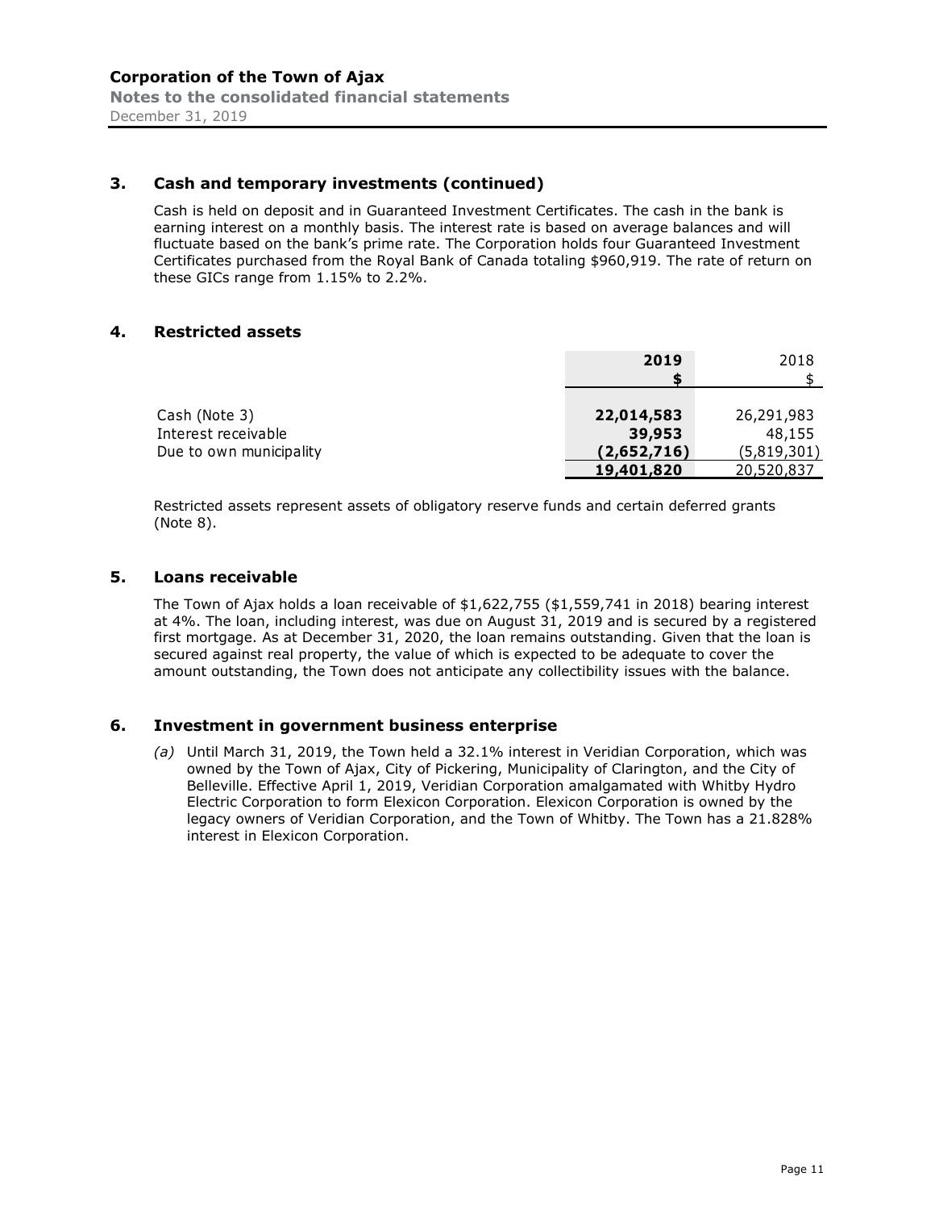## 3. Cash and temporary investments (continued)

Cash is held on deposit and in Guaranteed Investment Certificates. The cash in the bank is earning interest on a monthly basis. The interest rate is based on average balances and will fluctuate based on the bank's prime rate. The Corporation holds four Guaranteed Investment Certificates purchased from the Royal Bank of Canada totaling $960,919. The rate of return on these GICs range from 1.15% to 2.2%.

## 4. Restricted assets

| | 2019<br>$ | 2018<br>$ |
|---|---|---|
| Cash (Note 3) | **22,014,583** | 26,291,983 |
| Interest receivable | **39,953** | 48,155 |
| Due to own municipality | **(2,652,716)** | (5,819,301) |
| | **19,401,820** | 20,520,837 |

Restricted assets represent assets of obligatory reserve funds and certain deferred grants (Note 8).

## 5. Loans receivable

The Town of Ajax holds a loan receivable of $1,622,755 ($1,559,741 in 2018) bearing interest at 4%. The loan, including interest, was due on August 31, 2019 and is secured by a registered first mortgage. As at December 31, 2020, the loan remains outstanding. Given that the loan is secured against real property, the value of which is expected to be adequate to cover the amount outstanding, the Town does not anticipate any collectibility issues with the balance.

## 6. Investment in government business enterprise

*(a)* Until March 31, 2019, the Town held a 32.1% interest in Veridian Corporation, which was owned by the Town of Ajax, City of Pickering, Municipality of Clarington, and the City of Belleville. Effective April 1, 2019, Veridian Corporation amalgamated with Whitby Hydro Electric Corporation to form Elexicon Corporation. Elexicon Corporation is owned by the legacy owners of Veridian Corporation, and the Town of Whitby. The Town has a 21.828% interest in Elexicon Corporation.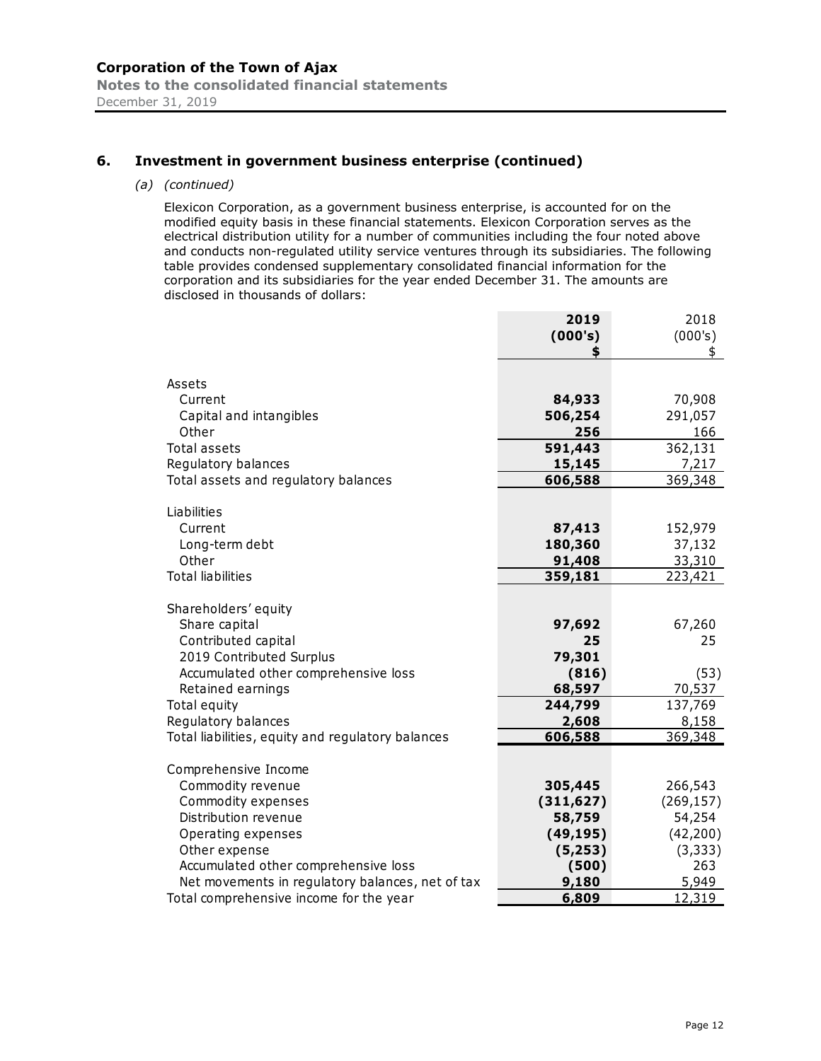## 6. Investment in government business enterprise (continued)

*(a) (continued)*

Elexicon Corporation, as a government business enterprise, is accounted for on the modified equity basis in these financial statements. Elexicon Corporation serves as the electrical distribution utility for a number of communities including the four noted above and conducts non-regulated utility service ventures through its subsidiaries. The following table provides condensed supplementary consolidated financial information for the corporation and its subsidiaries for the year ended December 31. The amounts are disclosed in thousands of dollars:

| | **2019 (000's) $** | 2018 (000's) $ |
|---|---|---|
| Assets | | |
| Current | **84,933** | 70,908 |
| Capital and intangibles | **506,254** | 291,057 |
| Other | **256** | 166 |
| Total assets | **591,443** | 362,131 |
| Regulatory balances | **15,145** | 7,217 |
| Total assets and regulatory balances | **606,588** | 369,348 |
| Liabilities | | |
| Current | **87,413** | 152,979 |
| Long-term debt | **180,360** | 37,132 |
| Other | **91,408** | 33,310 |
| Total liabilities | **359,181** | 223,421 |
| Shareholders' equity | | |
| Share capital | **97,692** | 67,260 |
| Contributed capital | **25** | 25 |
| 2019 Contributed Surplus | **79,301** | |
| Accumulated other comprehensive loss | **(816)** | (53) |
| Retained earnings | **68,597** | 70,537 |
| Total equity | **244,799** | 137,769 |
| Regulatory balances | **2,608** | 8,158 |
| Total liabilities, equity and regulatory balances | **606,588** | 369,348 |
| Comprehensive Income | | |
| Commodity revenue | **305,445** | 266,543 |
| Commodity expenses | **(311,627)** | (269,157) |
| Distribution revenue | **58,759** | 54,254 |
| Operating expenses | **(49,195)** | (42,200) |
| Other expense | **(5,253)** | (3,333) |
| Accumulated other comprehensive loss | **(500)** | 263 |
| Net movements in regulatory balances, net of tax | **9,180** | 5,949 |
| Total comprehensive income for the year | **6,809** | 12,319 |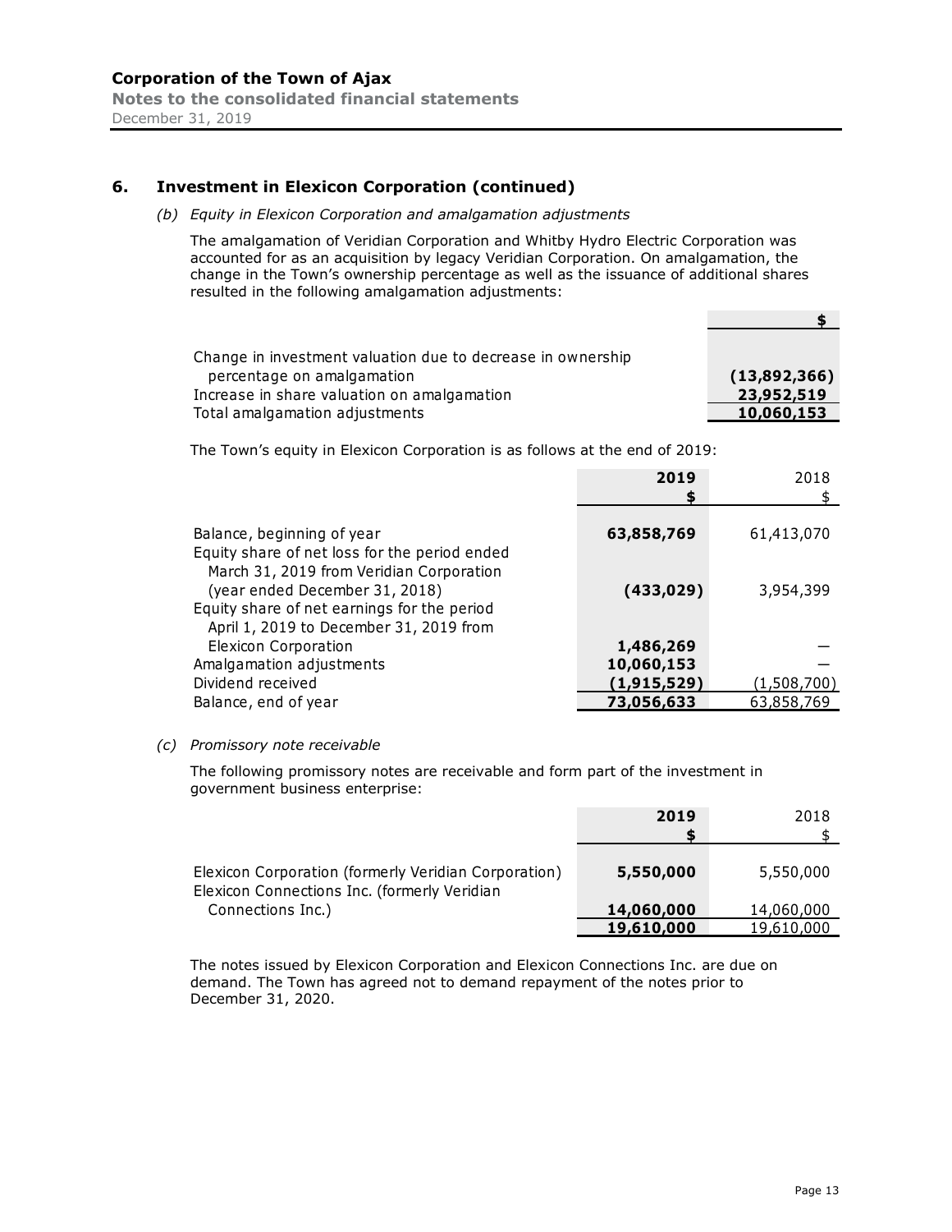## 6. Investment in Elexicon Corporation (continued)

*(b) Equity in Elexicon Corporation and amalgamation adjustments*

The amalgamation of Veridian Corporation and Whitby Hydro Electric Corporation was accounted for as an acquisition by legacy Veridian Corporation. On amalgamation, the change in the Town's ownership percentage as well as the issuance of additional shares resulted in the following amalgamation adjustments:

| | $ |
|---|---|
| Change in investment valuation due to decrease in ownership percentage on amalgamation | **(13,892,366)** |
| Increase in share valuation on amalgamation | **23,952,519** |
| Total amalgamation adjustments | **10,060,153** |

The Town's equity in Elexicon Corporation is as follows at the end of 2019:

| | **2019** | 2018 |
|---|---|---|
| | **$** | $ |
| Balance, beginning of year | **63,858,769** | 61,413,070 |
| Equity share of net loss for the period ended March 31, 2019 from Veridian Corporation (year ended December 31, 2018) | **(433,029)** | 3,954,399 |
| Equity share of net earnings for the period April 1, 2019 to December 31, 2019 from Elexicon Corporation | **1,486,269** | — |
| Amalgamation adjustments | **10,060,153** | — |
| Dividend received | **(1,915,529)** | (1,508,700) |
| Balance, end of year | **73,056,633** | 63,858,769 |

*(c) Promissory note receivable*

The following promissory notes are receivable and form part of the investment in government business enterprise:

| | **2019** | 2018 |
|---|---|---|
| | **$** | $ |
| Elexicon Corporation (formerly Veridian Corporation) | **5,550,000** | 5,550,000 |
| Elexicon Connections Inc. (formerly Veridian Connections Inc.) | **14,060,000** | 14,060,000 |
| | **19,610,000** | 19,610,000 |

The notes issued by Elexicon Corporation and Elexicon Connections Inc. are due on demand. The Town has agreed not to demand repayment of the notes prior to December 31, 2020.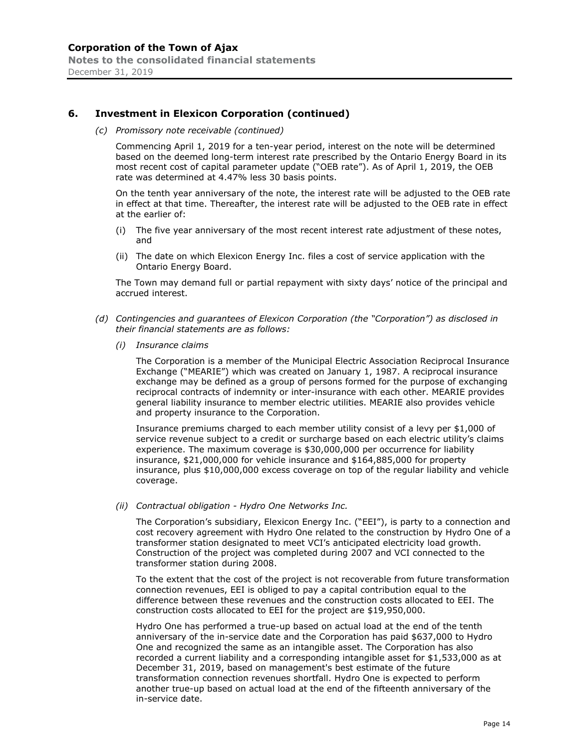## 6. Investment in Elexicon Corporation (continued)

*(c) Promissory note receivable (continued)*

Commencing April 1, 2019 for a ten-year period, interest on the note will be determined based on the deemed long-term interest rate prescribed by the Ontario Energy Board in its most recent cost of capital parameter update ("OEB rate"). As of April 1, 2019, the OEB rate was determined at 4.47% less 30 basis points.

On the tenth year anniversary of the note, the interest rate will be adjusted to the OEB rate in effect at that time. Thereafter, the interest rate will be adjusted to the OEB rate in effect at the earlier of:

(i) The five year anniversary of the most recent interest rate adjustment of these notes, and

(ii) The date on which Elexicon Energy Inc. files a cost of service application with the Ontario Energy Board.

The Town may demand full or partial repayment with sixty days' notice of the principal and accrued interest.

*(d) Contingencies and guarantees of Elexicon Corporation (the "Corporation") as disclosed in their financial statements are as follows:*

*(i) Insurance claims*

The Corporation is a member of the Municipal Electric Association Reciprocal Insurance Exchange ("MEARIE") which was created on January 1, 1987. A reciprocal insurance exchange may be defined as a group of persons formed for the purpose of exchanging reciprocal contracts of indemnity or inter-insurance with each other. MEARIE provides general liability insurance to member electric utilities. MEARIE also provides vehicle and property insurance to the Corporation.

Insurance premiums charged to each member utility consist of a levy per $1,000 of service revenue subject to a credit or surcharge based on each electric utility's claims experience. The maximum coverage is $30,000,000 per occurrence for liability insurance, $21,000,000 for vehicle insurance and $164,885,000 for property insurance, plus $10,000,000 excess coverage on top of the regular liability and vehicle coverage.

*(ii) Contractual obligation - Hydro One Networks Inc.*

The Corporation's subsidiary, Elexicon Energy Inc. ("EEI"), is party to a connection and cost recovery agreement with Hydro One related to the construction by Hydro One of a transformer station designated to meet VCI's anticipated electricity load growth. Construction of the project was completed during 2007 and VCI connected to the transformer station during 2008.

To the extent that the cost of the project is not recoverable from future transformation connection revenues, EEI is obliged to pay a capital contribution equal to the difference between these revenues and the construction costs allocated to EEI. The construction costs allocated to EEI for the project are $19,950,000.

Hydro One has performed a true-up based on actual load at the end of the tenth anniversary of the in-service date and the Corporation has paid $637,000 to Hydro One and recognized the same as an intangible asset. The Corporation has also recorded a current liability and a corresponding intangible asset for $1,533,000 as at December 31, 2019, based on management's best estimate of the future transformation connection revenues shortfall. Hydro One is expected to perform another true-up based on actual load at the end of the fifteenth anniversary of the in-service date.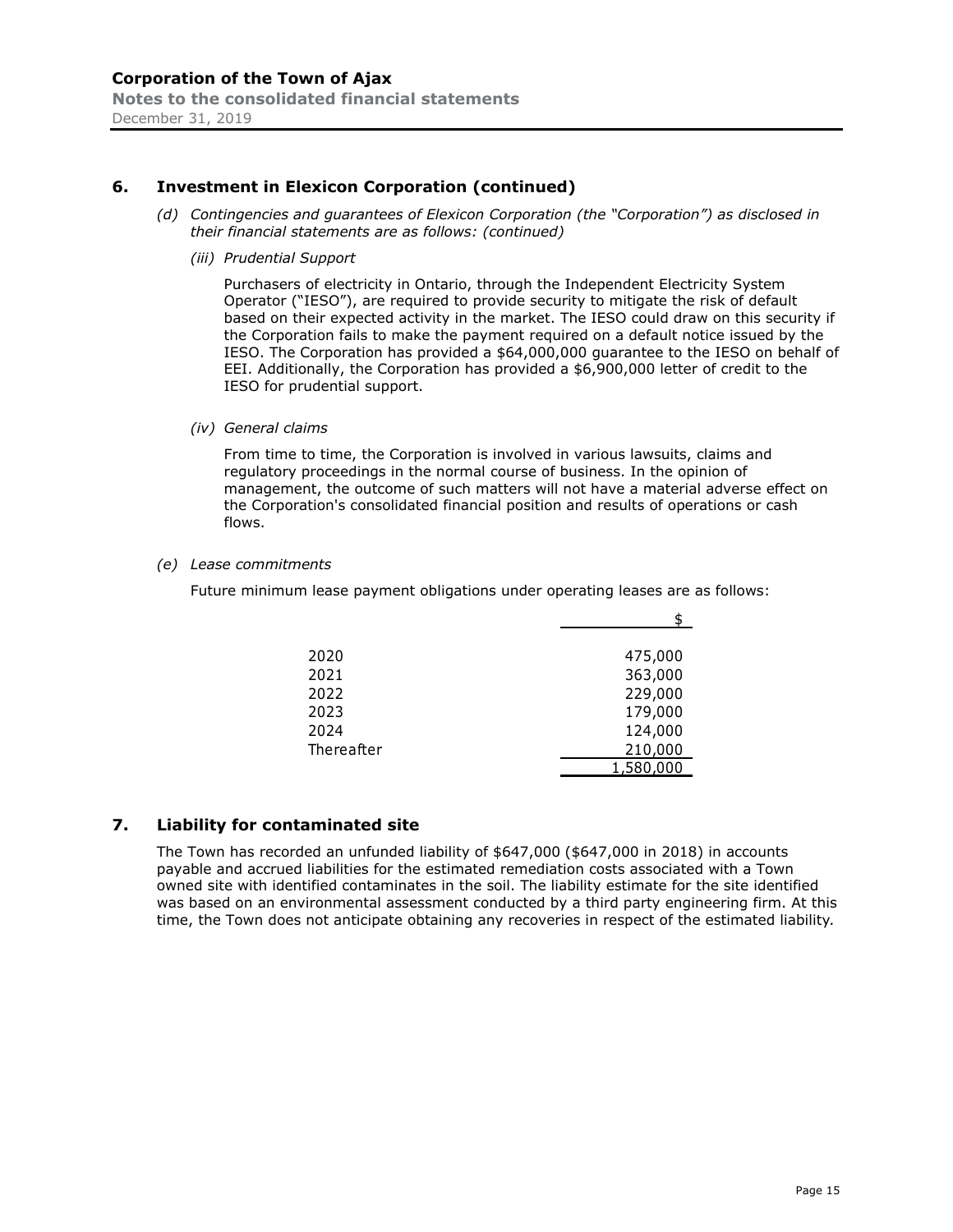## 6. Investment in Elexicon Corporation (continued)

*(d) Contingencies and guarantees of Elexicon Corporation (the "Corporation") as disclosed in their financial statements are as follows: (continued)*

*(iii) Prudential Support*

Purchasers of electricity in Ontario, through the Independent Electricity System Operator ("IESO"), are required to provide security to mitigate the risk of default based on their expected activity in the market. The IESO could draw on this security if the Corporation fails to make the payment required on a default notice issued by the IESO. The Corporation has provided a $64,000,000 guarantee to the IESO on behalf of EEI. Additionally, the Corporation has provided a $6,900,000 letter of credit to the IESO for prudential support.

*(iv) General claims*

From time to time, the Corporation is involved in various lawsuits, claims and regulatory proceedings in the normal course of business. In the opinion of management, the outcome of such matters will not have a material adverse effect on the Corporation's consolidated financial position and results of operations or cash flows.

*(e) Lease commitments*

Future minimum lease payment obligations under operating leases are as follows:

| | $ |
|---|---|
| 2020 | 475,000 |
| 2021 | 363,000 |
| 2022 | 229,000 |
| 2023 | 179,000 |
| 2024 | 124,000 |
| Thereafter | 210,000 |
| | 1,580,000 |

## 7. Liability for contaminated site

The Town has recorded an unfunded liability of $647,000 ($647,000 in 2018) in accounts payable and accrued liabilities for the estimated remediation costs associated with a Town owned site with identified contaminates in the soil. The liability estimate for the site identified was based on an environmental assessment conducted by a third party engineering firm. At this time, the Town does not anticipate obtaining any recoveries in respect of the estimated liability.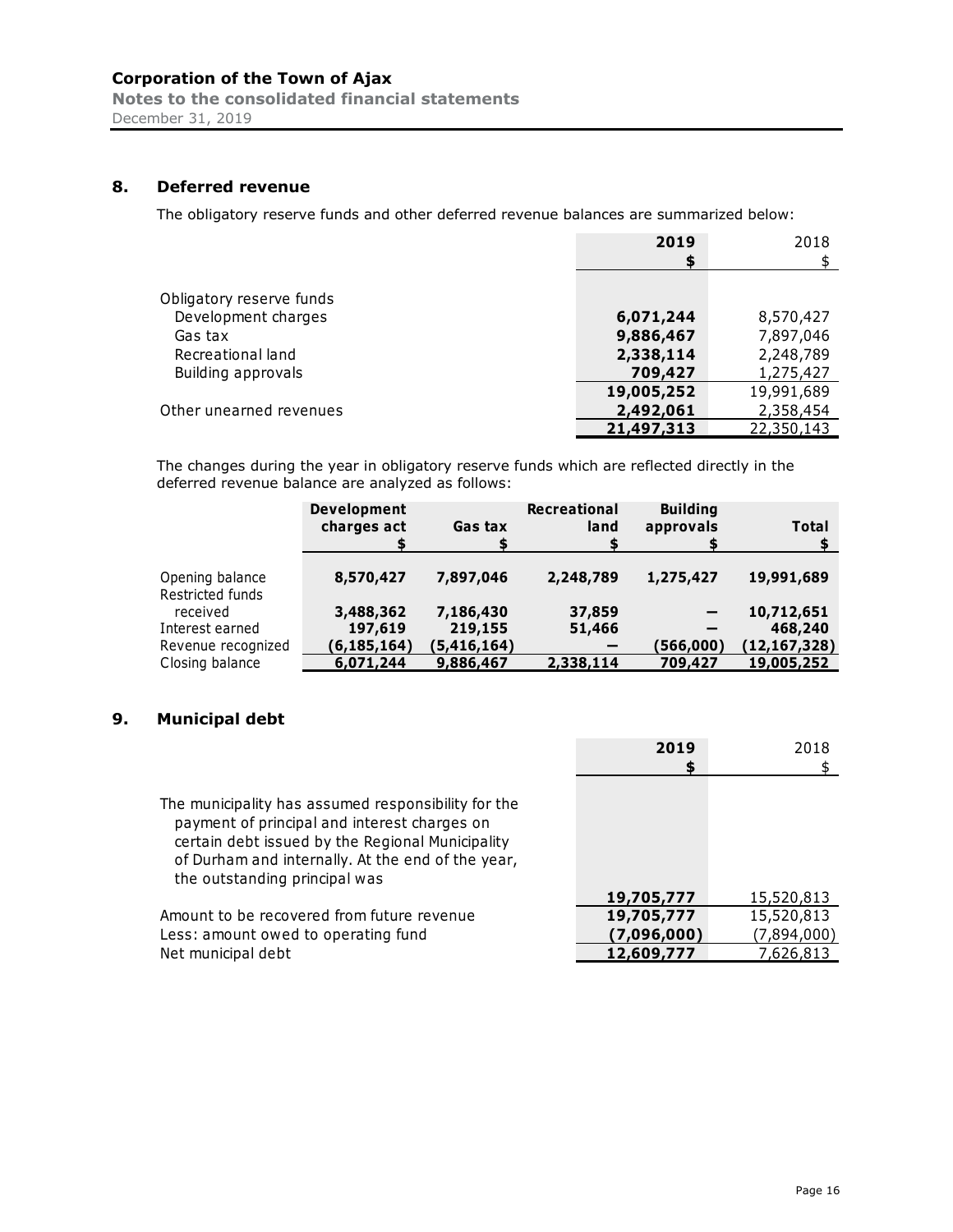## 8. Deferred revenue

The obligatory reserve funds and other deferred revenue balances are summarized below:

| | 2019 | 2018 |
|---|---|---|
| | $ | $ |
| Obligatory reserve funds | | |
| Development charges | 6,071,244 | 8,570,427 |
| Gas tax | 9,886,467 | 7,897,046 |
| Recreational land | 2,338,114 | 2,248,789 |
| Building approvals | 709,427 | 1,275,427 |
| | 19,005,252 | 19,991,689 |
| Other unearned revenues | 2,492,061 | 2,358,454 |
| | 21,497,313 | 22,350,143 |

The changes during the year in obligatory reserve funds which are reflected directly in the deferred revenue balance are analyzed as follows:

| | Development charges act | Gas tax | Recreational land | Building approvals | Total |
|---|---|---|---|---|---|
| | $ | $ | $ | $ | $ |
| Opening balance | 8,570,427 | 7,897,046 | 2,248,789 | 1,275,427 | 19,991,689 |
| Restricted funds received | 3,488,362 | 7,186,430 | 37,859 | – | 10,712,651 |
| Interest earned | 197,619 | 219,155 | 51,466 | – | 468,240 |
| Revenue recognized | (6,185,164) | (5,416,164) | – | (566,000) | (12,167,328) |
| Closing balance | 6,071,244 | 9,886,467 | 2,338,114 | 709,427 | 19,005,252 |

## 9. Municipal debt

| | 2019 | 2018 |
|---|---|---|
| | $ | $ |
| The municipality has assumed responsibility for the payment of principal and interest charges on certain debt issued by the Regional Municipality of Durham and internally. At the end of the year, the outstanding principal was | 19,705,777 | 15,520,813 |
| Amount to be recovered from future revenue | 19,705,777 | 15,520,813 |
| Less: amount owed to operating fund | (7,096,000) | (7,894,000) |
| Net municipal debt | 12,609,777 | 7,626,813 |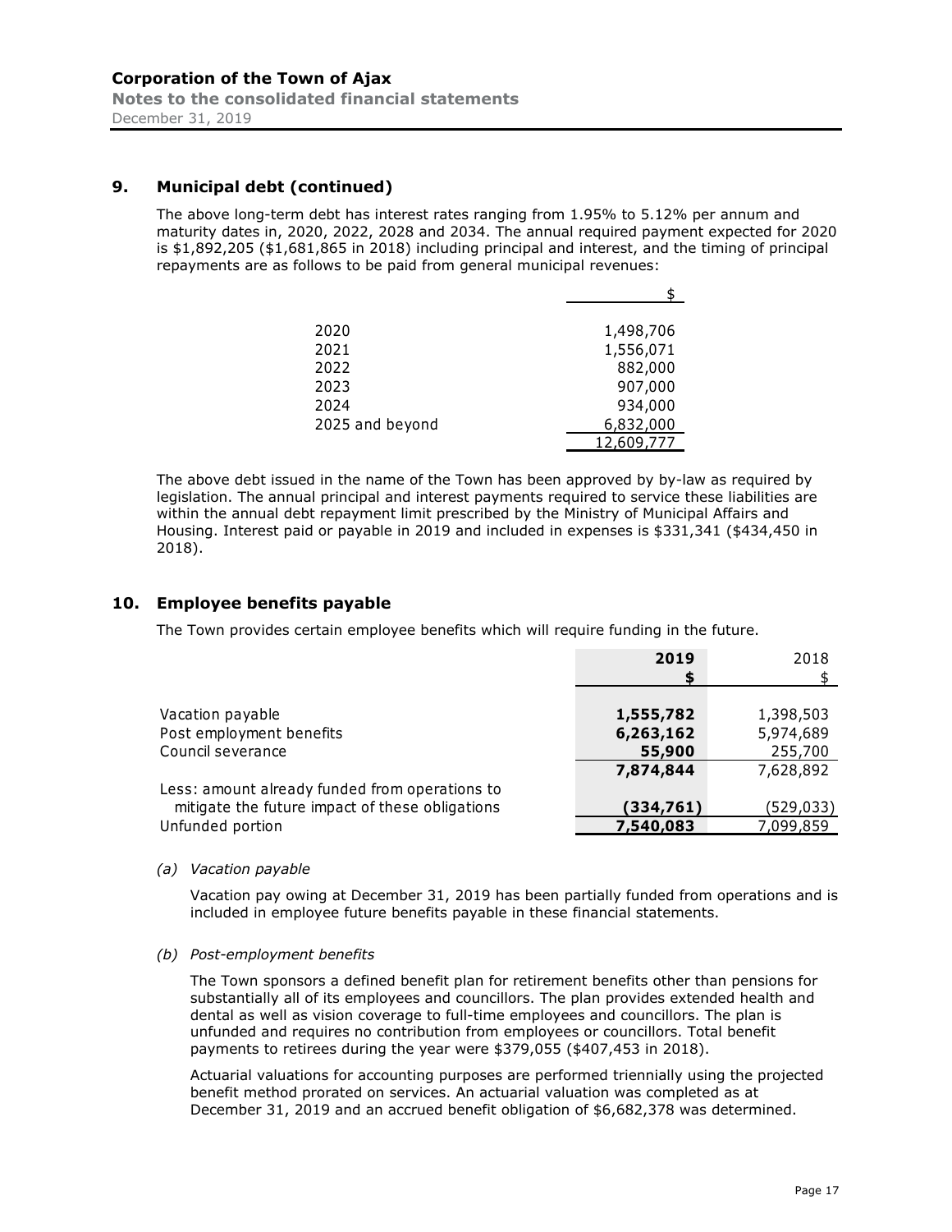## 9. Municipal debt (continued)

The above long-term debt has interest rates ranging from 1.95% to 5.12% per annum and maturity dates in, 2020, 2022, 2028 and 2034. The annual required payment expected for 2020 is $1,892,205 ($1,681,865 in 2018) including principal and interest, and the timing of principal repayments are as follows to be paid from general municipal revenues:

| | $ |
|---|---|
| 2020 | 1,498,706 |
| 2021 | 1,556,071 |
| 2022 | 882,000 |
| 2023 | 907,000 |
| 2024 | 934,000 |
| 2025 and beyond | 6,832,000 |
| | 12,609,777 |

The above debt issued in the name of the Town has been approved by by-law as required by legislation. The annual principal and interest payments required to service these liabilities are within the annual debt repayment limit prescribed by the Ministry of Municipal Affairs and Housing. Interest paid or payable in 2019 and included in expenses is $331,341 ($434,450 in 2018).

## 10. Employee benefits payable

The Town provides certain employee benefits which will require funding in the future.

| | **2019** | 2018 |
|---|---|---|
| | **$** | $ |
| Vacation payable | **1,555,782** | 1,398,503 |
| Post employment benefits | **6,263,162** | 5,974,689 |
| Council severance | **55,900** | 255,700 |
| | **7,874,844** | 7,628,892 |
| Less: amount already funded from operations to mitigate the future impact of these obligations | **(334,761)** | (529,033) |
| Unfunded portion | **7,540,083** | 7,099,859 |

*(a) Vacation payable*

Vacation pay owing at December 31, 2019 has been partially funded from operations and is included in employee future benefits payable in these financial statements.

*(b) Post-employment benefits*

The Town sponsors a defined benefit plan for retirement benefits other than pensions for substantially all of its employees and councillors. The plan provides extended health and dental as well as vision coverage to full-time employees and councillors. The plan is unfunded and requires no contribution from employees or councillors. Total benefit payments to retirees during the year were $379,055 ($407,453 in 2018).

Actuarial valuations for accounting purposes are performed triennially using the projected benefit method prorated on services. An actuarial valuation was completed as at December 31, 2019 and an accrued benefit obligation of $6,682,378 was determined.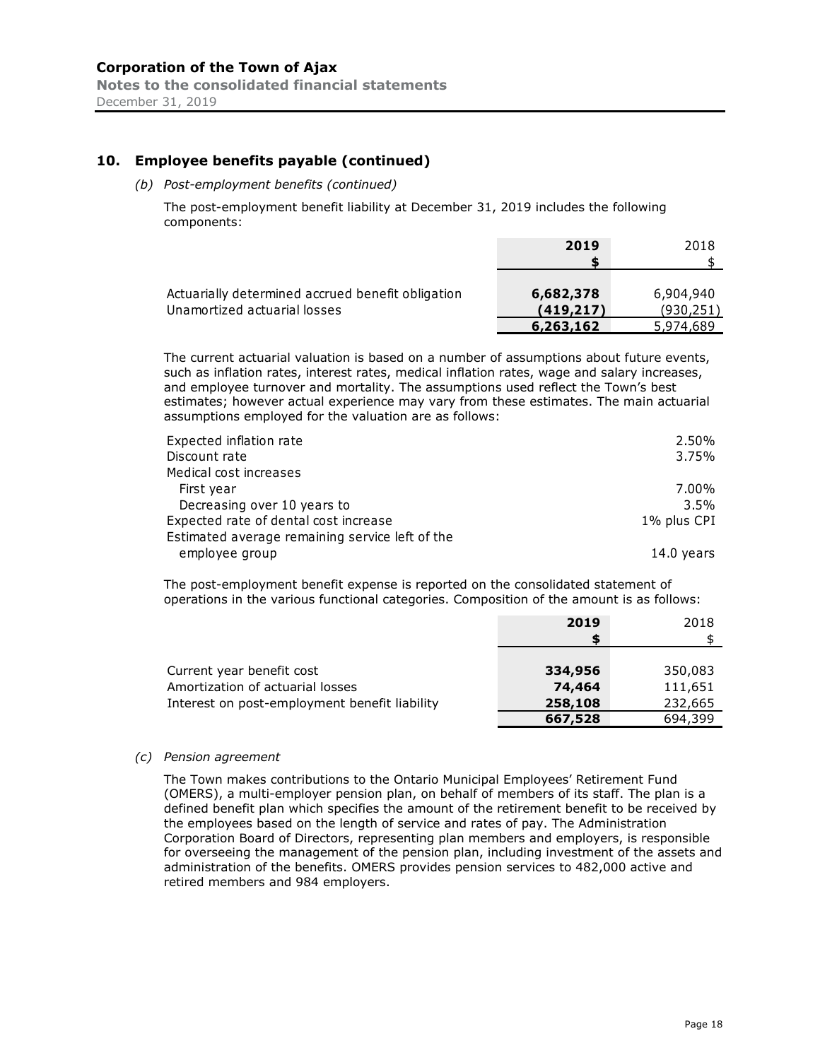## 10. Employee benefits payable (continued)

*(b) Post-employment benefits (continued)*

The post-employment benefit liability at December 31, 2019 includes the following components:

| | **2019** | 2018 |
|---|---|---|
| | **$** | $ |
| Actuarially determined accrued benefit obligation | **6,682,378** | 6,904,940 |
| Unamortized actuarial losses | **(419,217)** | (930,251) |
| | **6,263,162** | 5,974,689 |

The current actuarial valuation is based on a number of assumptions about future events, such as inflation rates, interest rates, medical inflation rates, wage and salary increases, and employee turnover and mortality. The assumptions used reflect the Town's best estimates; however actual experience may vary from these estimates. The main actuarial assumptions employed for the valuation are as follows:

| | |
|---|---|
| Expected inflation rate | 2.50% |
| Discount rate | 3.75% |
| Medical cost increases | |
| First year | 7.00% |
| Decreasing over 10 years to | 3.5% |
| Expected rate of dental cost increase | 1% plus CPI |
| Estimated average remaining service left of the employee group | 14.0 years |

The post-employment benefit expense is reported on the consolidated statement of operations in the various functional categories. Composition of the amount is as follows:

| | **2019** | 2018 |
|---|---|---|
| | **$** | $ |
| Current year benefit cost | **334,956** | 350,083 |
| Amortization of actuarial losses | **74,464** | 111,651 |
| Interest on post-employment benefit liability | **258,108** | 232,665 |
| | **667,528** | 694,399 |

*(c) Pension agreement*

The Town makes contributions to the Ontario Municipal Employees' Retirement Fund (OMERS), a multi-employer pension plan, on behalf of members of its staff. The plan is a defined benefit plan which specifies the amount of the retirement benefit to be received by the employees based on the length of service and rates of pay. The Administration Corporation Board of Directors, representing plan members and employers, is responsible for overseeing the management of the pension plan, including investment of the assets and administration of the benefits. OMERS provides pension services to 482,000 active and retired members and 984 employers.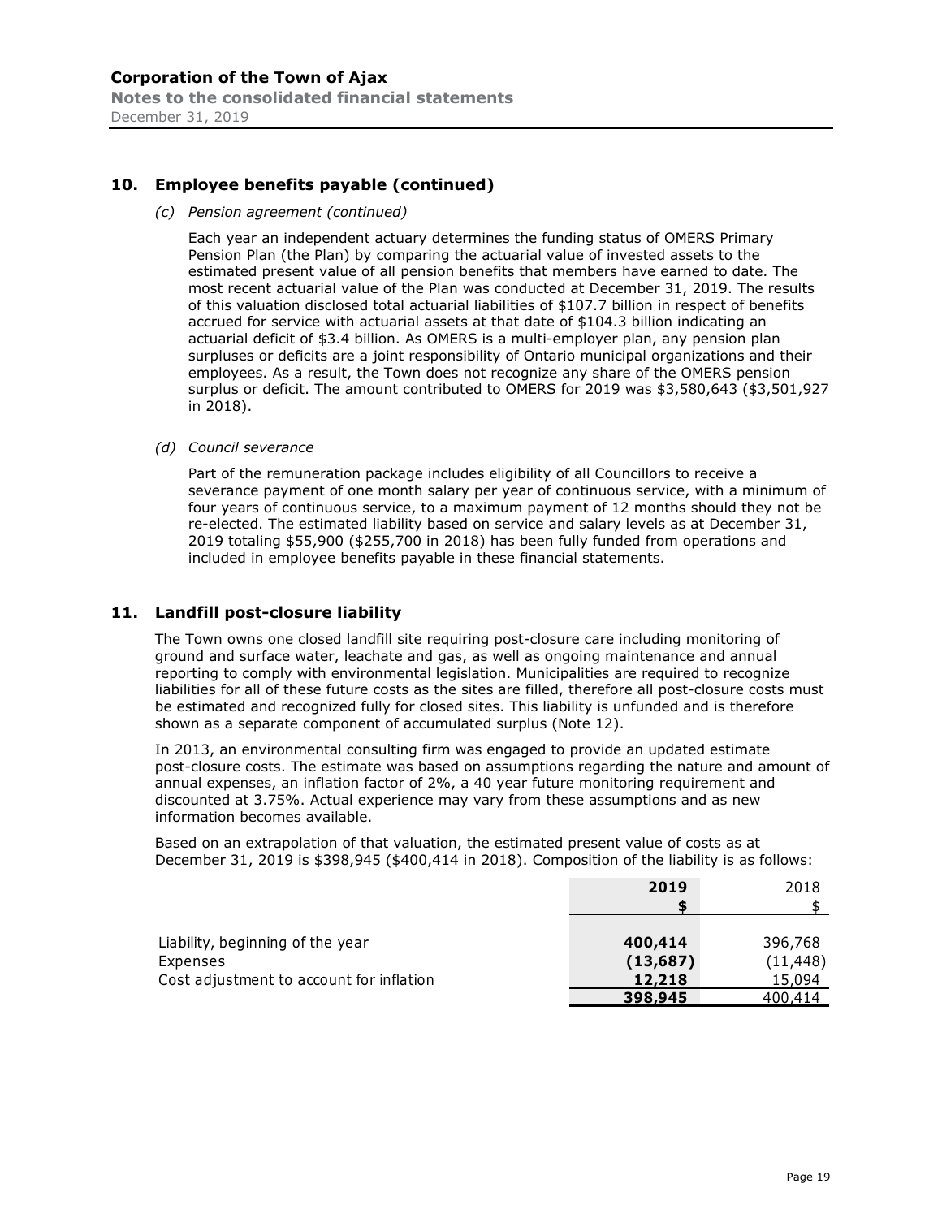## 10. Employee benefits payable (continued)

*(c) Pension agreement (continued)*

Each year an independent actuary determines the funding status of OMERS Primary Pension Plan (the Plan) by comparing the actuarial value of invested assets to the estimated present value of all pension benefits that members have earned to date. The most recent actuarial value of the Plan was conducted at December 31, 2019. The results of this valuation disclosed total actuarial liabilities of $107.7 billion in respect of benefits accrued for service with actuarial assets at that date of $104.3 billion indicating an actuarial deficit of $3.4 billion. As OMERS is a multi-employer plan, any pension plan surpluses or deficits are a joint responsibility of Ontario municipal organizations and their employees. As a result, the Town does not recognize any share of the OMERS pension surplus or deficit. The amount contributed to OMERS for 2019 was $3,580,643 ($3,501,927 in 2018).

*(d) Council severance*

Part of the remuneration package includes eligibility of all Councillors to receive a severance payment of one month salary per year of continuous service, with a minimum of four years of continuous service, to a maximum payment of 12 months should they not be re-elected. The estimated liability based on service and salary levels as at December 31, 2019 totaling $55,900 ($255,700 in 2018) has been fully funded from operations and included in employee benefits payable in these financial statements.

## 11. Landfill post-closure liability

The Town owns one closed landfill site requiring post-closure care including monitoring of ground and surface water, leachate and gas, as well as ongoing maintenance and annual reporting to comply with environmental legislation. Municipalities are required to recognize liabilities for all of these future costs as the sites are filled, therefore all post-closure costs must be estimated and recognized fully for closed sites. This liability is unfunded and is therefore shown as a separate component of accumulated surplus (Note 12).

In 2013, an environmental consulting firm was engaged to provide an updated estimate post-closure costs. The estimate was based on assumptions regarding the nature and amount of annual expenses, an inflation factor of 2%, a 40 year future monitoring requirement and discounted at 3.75%. Actual experience may vary from these assumptions and as new information becomes available.

Based on an extrapolation of that valuation, the estimated present value of costs as at December 31, 2019 is $398,945 ($400,414 in 2018). Composition of the liability is as follows:

| | **2019** | 2018 |
|---|---|---|
| | **$** | $ |
| Liability, beginning of the year | **400,414** | 396,768 |
| Expenses | **(13,687)** | (11,448) |
| Cost adjustment to account for inflation | **12,218** | 15,094 |
| | **398,945** | 400,414 |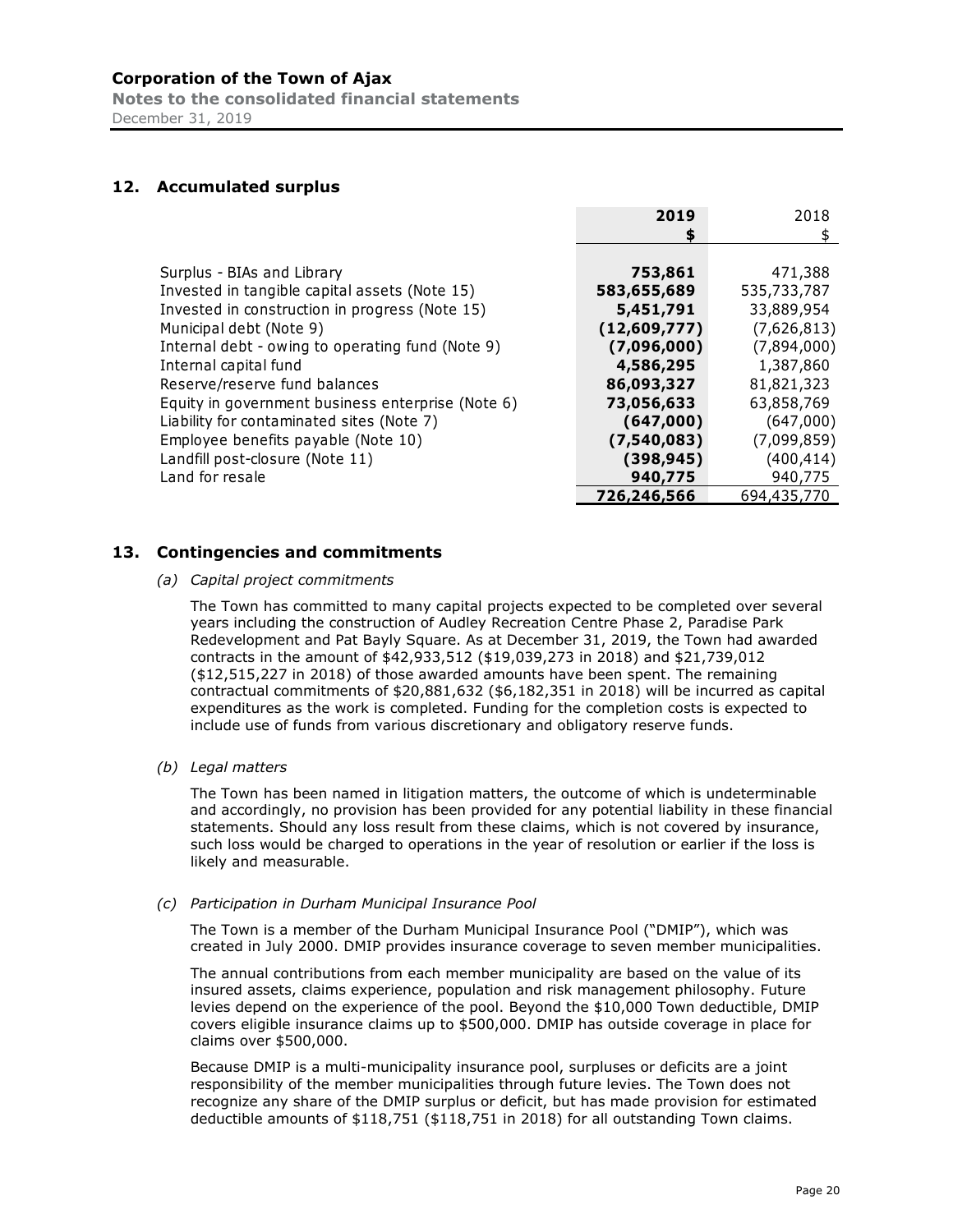## 12. Accumulated surplus

| | 2019 | 2018 |
|---|---|---|
| | **$** | $ |
| Surplus - BIAs and Library | **753,861** | 471,388 |
| Invested in tangible capital assets (Note 15) | **583,655,689** | 535,733,787 |
| Invested in construction in progress (Note 15) | **5,451,791** | 33,889,954 |
| Municipal debt (Note 9) | **(12,609,777)** | (7,626,813) |
| Internal debt - owing to operating fund (Note 9) | **(7,096,000)** | (7,894,000) |
| Internal capital fund | **4,586,295** | 1,387,860 |
| Reserve/reserve fund balances | **86,093,327** | 81,821,323 |
| Equity in government business enterprise (Note 6) | **73,056,633** | 63,858,769 |
| Liability for contaminated sites (Note 7) | **(647,000)** | (647,000) |
| Employee benefits payable (Note 10) | **(7,540,083)** | (7,099,859) |
| Landfill post-closure (Note 11) | **(398,945)** | (400,414) |
| Land for resale | **940,775** | 940,775 |
| | **726,246,566** | 694,435,770 |

## 13. Contingencies and commitments

*(a) Capital project commitments*

The Town has committed to many capital projects expected to be completed over several years including the construction of Audley Recreation Centre Phase 2, Paradise Park Redevelopment and Pat Bayly Square. As at December 31, 2019, the Town had awarded contracts in the amount of $42,933,512 ($19,039,273 in 2018) and $21,739,012 ($12,515,227 in 2018) of those awarded amounts have been spent. The remaining contractual commitments of $20,881,632 ($6,182,351 in 2018) will be incurred as capital expenditures as the work is completed. Funding for the completion costs is expected to include use of funds from various discretionary and obligatory reserve funds.

*(b) Legal matters*

The Town has been named in litigation matters, the outcome of which is undeterminable and accordingly, no provision has been provided for any potential liability in these financial statements. Should any loss result from these claims, which is not covered by insurance, such loss would be charged to operations in the year of resolution or earlier if the loss is likely and measurable.

*(c) Participation in Durham Municipal Insurance Pool*

The Town is a member of the Durham Municipal Insurance Pool ("DMIP"), which was created in July 2000. DMIP provides insurance coverage to seven member municipalities.

The annual contributions from each member municipality are based on the value of its insured assets, claims experience, population and risk management philosophy. Future levies depend on the experience of the pool. Beyond the $10,000 Town deductible, DMIP covers eligible insurance claims up to $500,000. DMIP has outside coverage in place for claims over $500,000.

Because DMIP is a multi-municipality insurance pool, surpluses or deficits are a joint responsibility of the member municipalities through future levies. The Town does not recognize any share of the DMIP surplus or deficit, but has made provision for estimated deductible amounts of $118,751 ($118,751 in 2018) for all outstanding Town claims.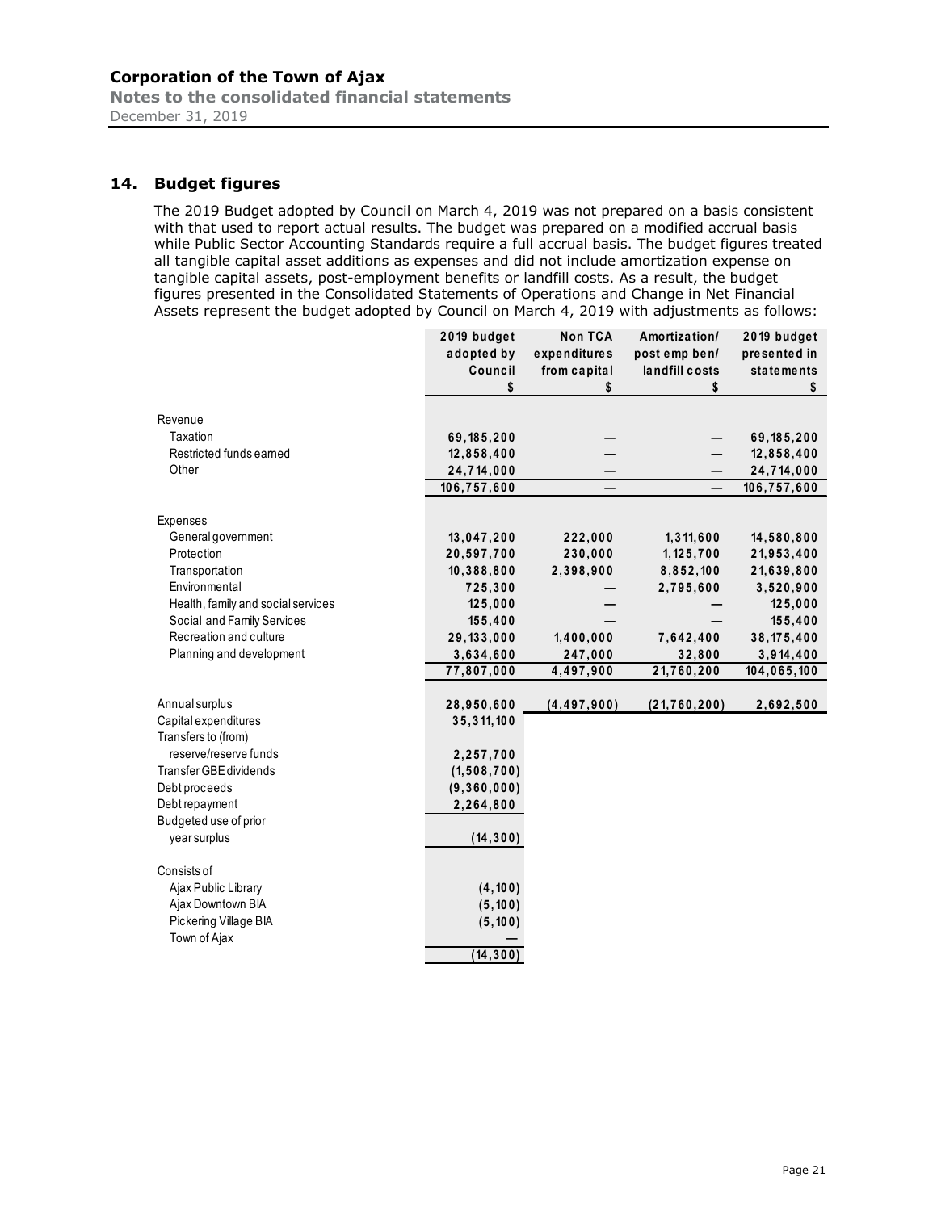# Corporation of the Town of Ajax

**Notes to the consolidated financial statements**

December 31, 2019

## 14. Budget figures

The 2019 Budget adopted by Council on March 4, 2019 was not prepared on a basis consistent with that used to report actual results. The budget was prepared on a modified accrual basis while Public Sector Accounting Standards require a full accrual basis. The budget figures treated all tangible capital asset additions as expenses and did not include amortization expense on tangible capital assets, post-employment benefits or landfill costs. As a result, the budget figures presented in the Consolidated Statements of Operations and Change in Net Financial Assets represent the budget adopted by Council on March 4, 2019 with adjustments as follows:

| | 2019 budget adopted by Council | Non TCA expenditures from capital | Amortization/ post emp ben/ landfill costs | 2019 budget presented in statements |
|---|---|---|---|---|
| | $ | $ | $ | $ |
| **Revenue** | | | | |
| Taxation | 69,185,200 | — | — | 69,185,200 |
| Restricted funds earned | 12,858,400 | — | — | 12,858,400 |
| Other | 24,714,000 | — | — | 24,714,000 |
| | 106,757,600 | — | — | 106,757,600 |
| **Expenses** | | | | |
| General government | 13,047,200 | 222,000 | 1,311,600 | 14,580,800 |
| Protection | 20,597,700 | 230,000 | 1,125,700 | 21,953,400 |
| Transportation | 10,388,800 | 2,398,900 | 8,852,100 | 21,639,800 |
| Environmental | 725,300 | — | 2,795,600 | 3,520,900 |
| Health, family and social services | 125,000 | — | — | 125,000 |
| Social and Family Services | 155,400 | — | — | 155,400 |
| Recreation and culture | 29,133,000 | 1,400,000 | 7,642,400 | 38,175,400 |
| Planning and development | 3,634,600 | 247,000 | 32,800 | 3,914,400 |
| | 77,807,000 | 4,497,900 | 21,760,200 | 104,065,100 |
| Annual surplus | 28,950,600 | (4,497,900) | (21,760,200) | 2,692,500 |
| Capital expenditures | 35,311,100 | | | |
| Transfers to (from) reserve/reserve funds | 2,257,700 | | | |
| Transfer GBE dividends | (1,508,700) | | | |
| Debt proceeds | (9,360,000) | | | |
| Debt repayment | 2,264,800 | | | |
| Budgeted use of prior year surplus | (14,300) | | | |
| **Consists of** | | | | |
| Ajax Public Library | (4,100) | | | |
| Ajax Downtown BIA | (5,100) | | | |
| Pickering Village BIA | (5,100) | | | |
| Town of Ajax | — | | | |
| | (14,300) | | | |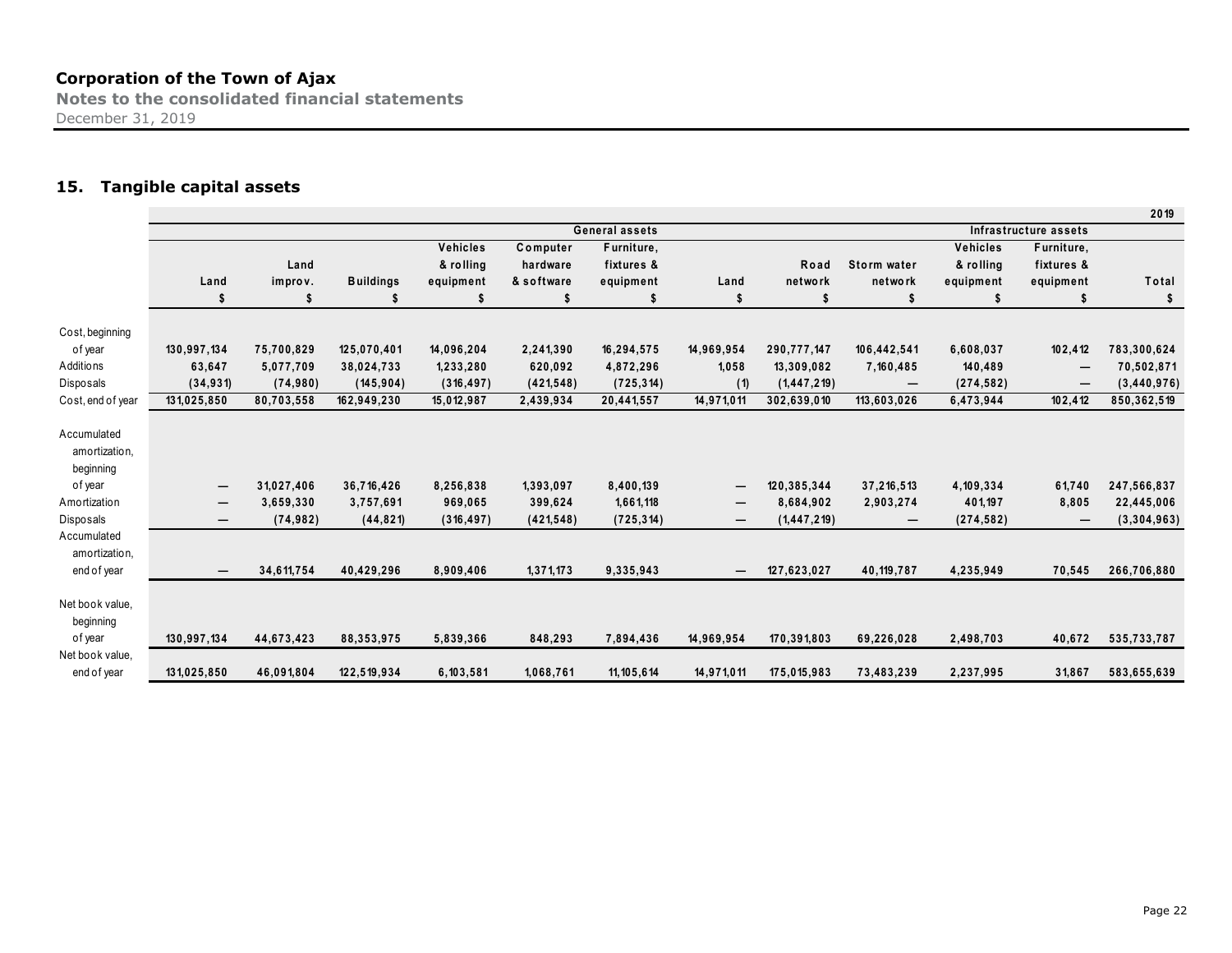**Corporation of the Town of Ajax**
**Notes to the consolidated financial statements**
December 31, 2019

## 15. Tangible capital assets

| | | | | | | | | | | | | 2019 |
|---|---|---|---|---|---|---|---|---|---|---|---|---|
| | General assets | | | | | | Infrastructure assets | | | | | |
| | Land | Land improv. | Buildings | Vehicles & rolling equipment | Computer hardware & software | Furniture, fixtures & equipment | Land | Road network | Storm water network | Vehicles & rolling equipment | Furniture, fixtures & equipment | Total |
| | $ | $ | $ | $ | $ | $ | $ | $ | $ | $ | $ | $ |
| Cost, beginning of year | 130,997,134 | 75,700,829 | 125,070,401 | 14,096,204 | 2,241,390 | 16,294,575 | 14,969,954 | 290,777,147 | 106,442,541 | 6,608,037 | 102,412 | 783,300,624 |
| Additions | 63,647 | 5,077,709 | 38,024,733 | 1,233,280 | 620,092 | 4,872,296 | 1,058 | 13,309,082 | 7,160,485 | 140,489 | — | 70,502,871 |
| Disposals | (34,931) | (74,980) | (145,904) | (316,497) | (421,548) | (725,314) | (1) | (1,447,219) | — | (274,582) | — | (3,440,976) |
| Cost, end of year | 131,025,850 | 80,703,558 | 162,949,230 | 15,012,987 | 2,439,934 | 20,441,557 | 14,971,011 | 302,639,010 | 113,603,026 | 6,473,944 | 102,412 | 850,362,519 |
| Accumulated amortization, beginning of year | — | 31,027,406 | 36,716,426 | 8,256,838 | 1,393,097 | 8,400,139 | — | 120,385,344 | 37,216,513 | 4,109,334 | 61,740 | 247,566,837 |
| Amortization | — | 3,659,330 | 3,757,691 | 969,065 | 399,624 | 1,661,118 | — | 8,684,902 | 2,903,274 | 401,197 | 8,805 | 22,445,006 |
| Disposals | — | (74,982) | (44,821) | (316,497) | (421,548) | (725,314) | — | (1,447,219) | — | (274,582) | — | (3,304,963) |
| Accumulated amortization, end of year | — | 34,611,754 | 40,429,296 | 8,909,406 | 1,371,173 | 9,335,943 | — | 127,623,027 | 40,119,787 | 4,235,949 | 70,545 | 266,706,880 |
| Net book value, beginning of year | 130,997,134 | 44,673,423 | 88,353,975 | 5,839,366 | 848,293 | 7,894,436 | 14,969,954 | 170,391,803 | 69,226,028 | 2,498,703 | 40,672 | 535,733,787 |
| Net book value, end of year | 131,025,850 | 46,091,804 | 122,519,934 | 6,103,581 | 1,068,761 | 11,105,614 | 14,971,011 | 175,015,983 | 73,483,239 | 2,237,995 | 31,867 | 583,655,639 |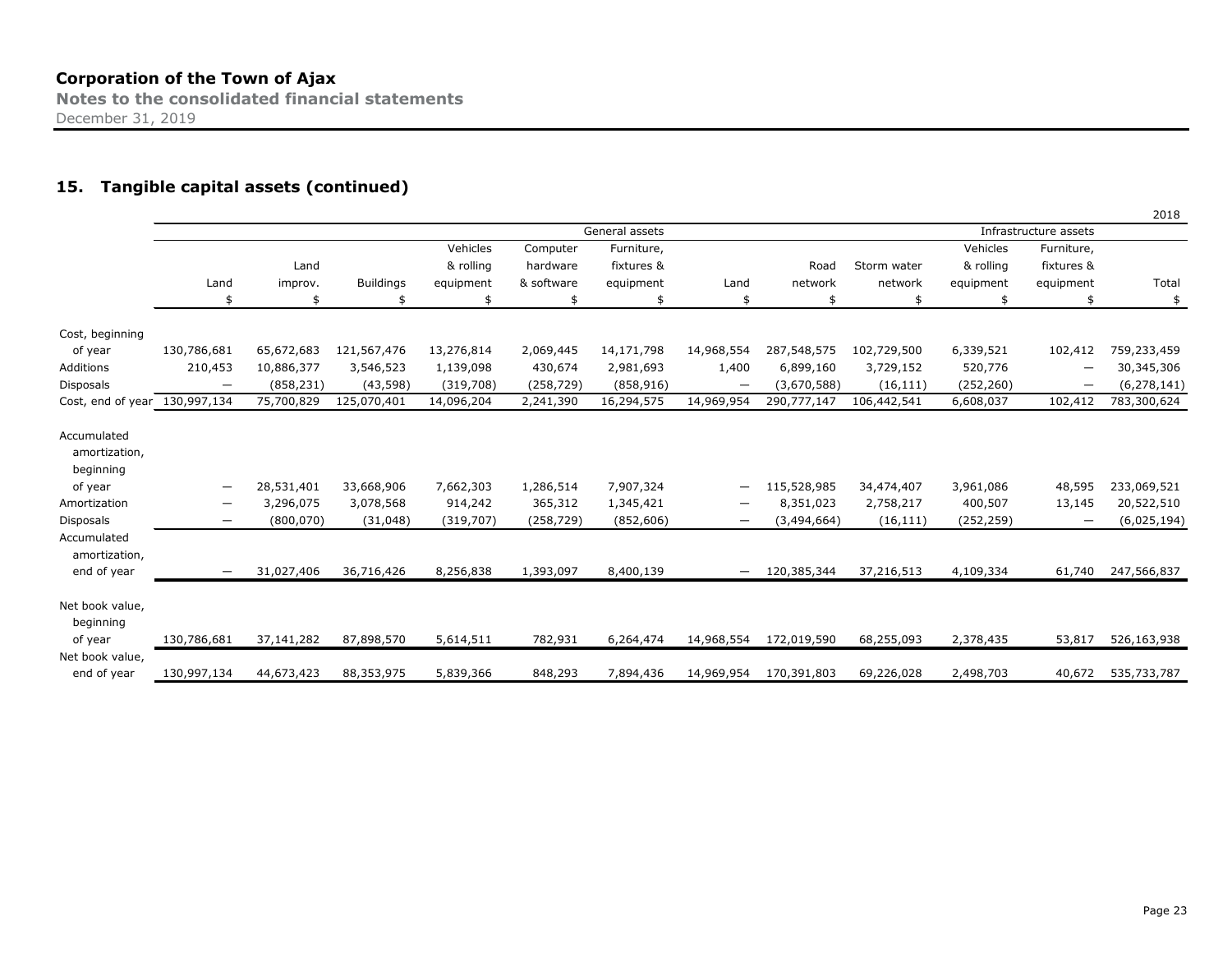## 15. Tangible capital assets (continued)

2018

| | General assets | | | | | | Infrastructure assets | | | | | |
|---|---|---|---|---|---|---|---|---|---|---|---|---|
| | Land | Land improv. | Buildings | Vehicles & rolling equipment | Computer hardware & software | Furniture, fixtures & equipment | Land | Road network | Storm water network | Vehicles & rolling equipment | Furniture, fixtures & equipment | Total |
| | $ | $ | $ | $ | $ | $ | $ | $ | $ | $ | $ | $ |
| Cost, beginning of year | 130,786,681 | 65,672,683 | 121,567,476 | 13,276,814 | 2,069,445 | 14,171,798 | 14,968,554 | 287,548,575 | 102,729,500 | 6,339,521 | 102,412 | 759,233,459 |
| Additions | 210,453 | 10,886,377 | 3,546,523 | 1,139,098 | 430,674 | 2,981,693 | 1,400 | 6,899,160 | 3,729,152 | 520,776 | — | 30,345,306 |
| Disposals | — | (858,231) | (43,598) | (319,708) | (258,729) | (858,916) | — | (3,670,588) | (16,111) | (252,260) | — | (6,278,141) |
| Cost, end of year | 130,997,134 | 75,700,829 | 125,070,401 | 14,096,204 | 2,241,390 | 16,294,575 | 14,969,954 | 290,777,147 | 106,442,541 | 6,608,037 | 102,412 | 783,300,624 |
| Accumulated amortization, beginning of year | — | 28,531,401 | 33,668,906 | 7,662,303 | 1,286,514 | 7,907,324 | — | 115,528,985 | 34,474,407 | 3,961,086 | 48,595 | 233,069,521 |
| Amortization | — | 3,296,075 | 3,078,568 | 914,242 | 365,312 | 1,345,421 | — | 8,351,023 | 2,758,217 | 400,507 | 13,145 | 20,522,510 |
| Disposals | — | (800,070) | (31,048) | (319,707) | (258,729) | (852,606) | — | (3,494,664) | (16,111) | (252,259) | — | (6,025,194) |
| Accumulated amortization, end of year | — | 31,027,406 | 36,716,426 | 8,256,838 | 1,393,097 | 8,400,139 | — | 120,385,344 | 37,216,513 | 4,109,334 | 61,740 | 247,566,837 |
| Net book value, beginning of year | 130,786,681 | 37,141,282 | 87,898,570 | 5,614,511 | 782,931 | 6,264,474 | 14,968,554 | 172,019,590 | 68,255,093 | 2,378,435 | 53,817 | 526,163,938 |
| Net book value, end of year | 130,997,134 | 44,673,423 | 88,353,975 | 5,839,366 | 848,293 | 7,894,436 | 14,969,954 | 170,391,803 | 69,226,028 | 2,498,703 | 40,672 | 535,733,787 |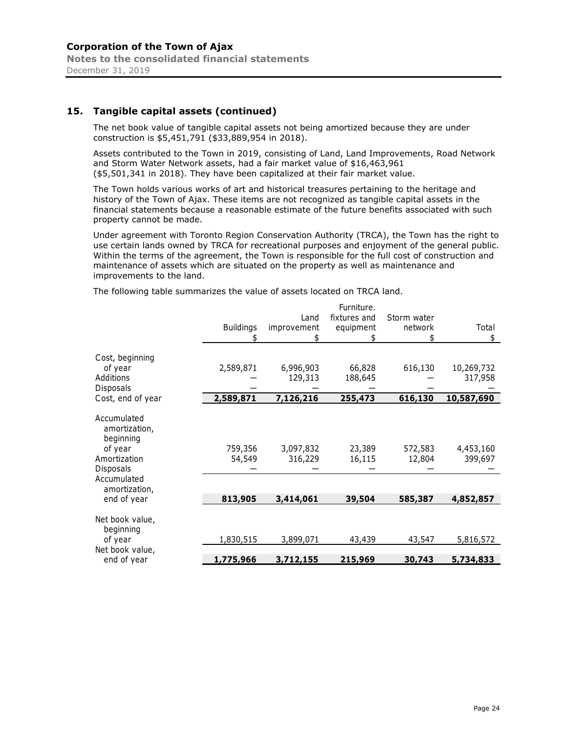## 15. Tangible capital assets (continued)

The net book value of tangible capital assets not being amortized because they are under construction is $5,451,791 ($33,889,954 in 2018).

Assets contributed to the Town in 2019, consisting of Land, Land Improvements, Road Network and Storm Water Network assets, had a fair market value of $16,463,961 ($5,501,341 in 2018). They have been capitalized at their fair market value.

The Town holds various works of art and historical treasures pertaining to the heritage and history of the Town of Ajax. These items are not recognized as tangible capital assets in the financial statements because a reasonable estimate of the future benefits associated with such property cannot be made.

Under agreement with Toronto Region Conservation Authority (TRCA), the Town has the right to use certain lands owned by TRCA for recreational purposes and enjoyment of the general public. Within the terms of the agreement, the Town is responsible for the full cost of construction and maintenance of assets which are situated on the property as well as maintenance and improvements to the land.

The following table summarizes the value of assets located on TRCA land.

| | Buildings<br>$ | Land improvement<br>$ | Furniture. fixtures and equipment<br>$ | Storm water network<br>$ | Total<br>$ |
|---|---|---|---|---|---|
| Cost, beginning of year | 2,589,871 | 6,996,903 | 66,828 | 616,130 | 10,269,732 |
| Additions | — | 129,313 | 188,645 | — | 317,958 |
| Disposals | — | — | — | — | — |
| Cost, end of year | **2,589,871** | **7,126,216** | **255,473** | **616,130** | **10,587,690** |
| Accumulated amortization, beginning of year | 759,356 | 3,097,832 | 23,389 | 572,583 | 4,453,160 |
| Amortization | 54,549 | 316,229 | 16,115 | 12,804 | 399,697 |
| Disposals | — | — | — | — | — |
| Accumulated amortization, end of year | **813,905** | **3,414,061** | **39,504** | **585,387** | **4,852,857** |
| Net book value, beginning of year | 1,830,515 | 3,899,071 | 43,439 | 43,547 | 5,816,572 |
| Net book value, end of year | **1,775,966** | **3,712,155** | **215,969** | **30,743** | **5,734,833** |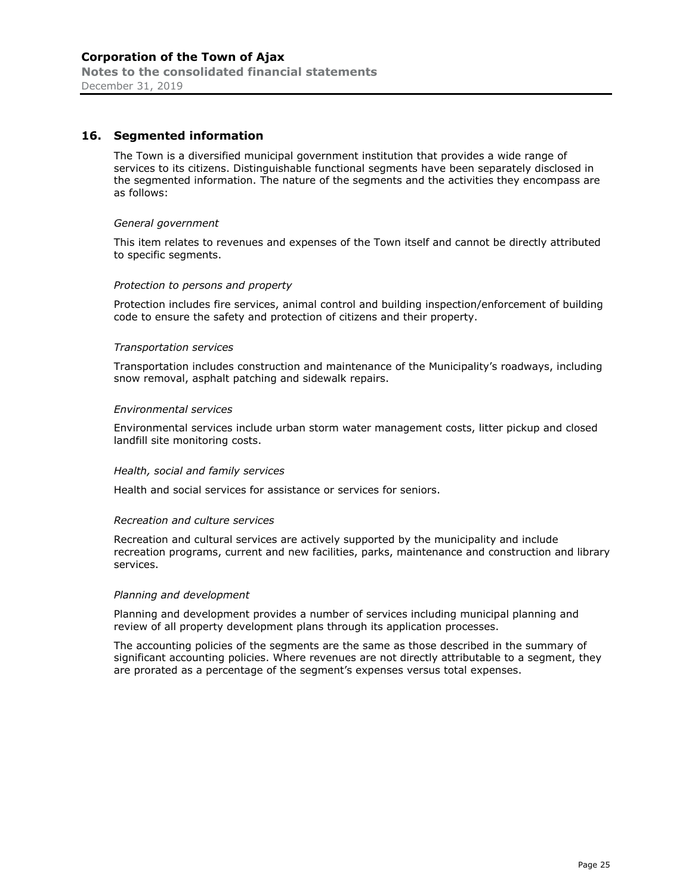## 16. Segmented information

The Town is a diversified municipal government institution that provides a wide range of services to its citizens. Distinguishable functional segments have been separately disclosed in the segmented information. The nature of the segments and the activities they encompass are as follows:

*General government*

This item relates to revenues and expenses of the Town itself and cannot be directly attributed to specific segments.

*Protection to persons and property*

Protection includes fire services, animal control and building inspection/enforcement of building code to ensure the safety and protection of citizens and their property.

*Transportation services*

Transportation includes construction and maintenance of the Municipality's roadways, including snow removal, asphalt patching and sidewalk repairs.

*Environmental services*

Environmental services include urban storm water management costs, litter pickup and closed landfill site monitoring costs.

*Health, social and family services*

Health and social services for assistance or services for seniors.

*Recreation and culture services*

Recreation and cultural services are actively supported by the municipality and include recreation programs, current and new facilities, parks, maintenance and construction and library services.

*Planning and development*

Planning and development provides a number of services including municipal planning and review of all property development plans through its application processes.

The accounting policies of the segments are the same as those described in the summary of significant accounting policies. Where revenues are not directly attributable to a segment, they are prorated as a percentage of the segment's expenses versus total expenses.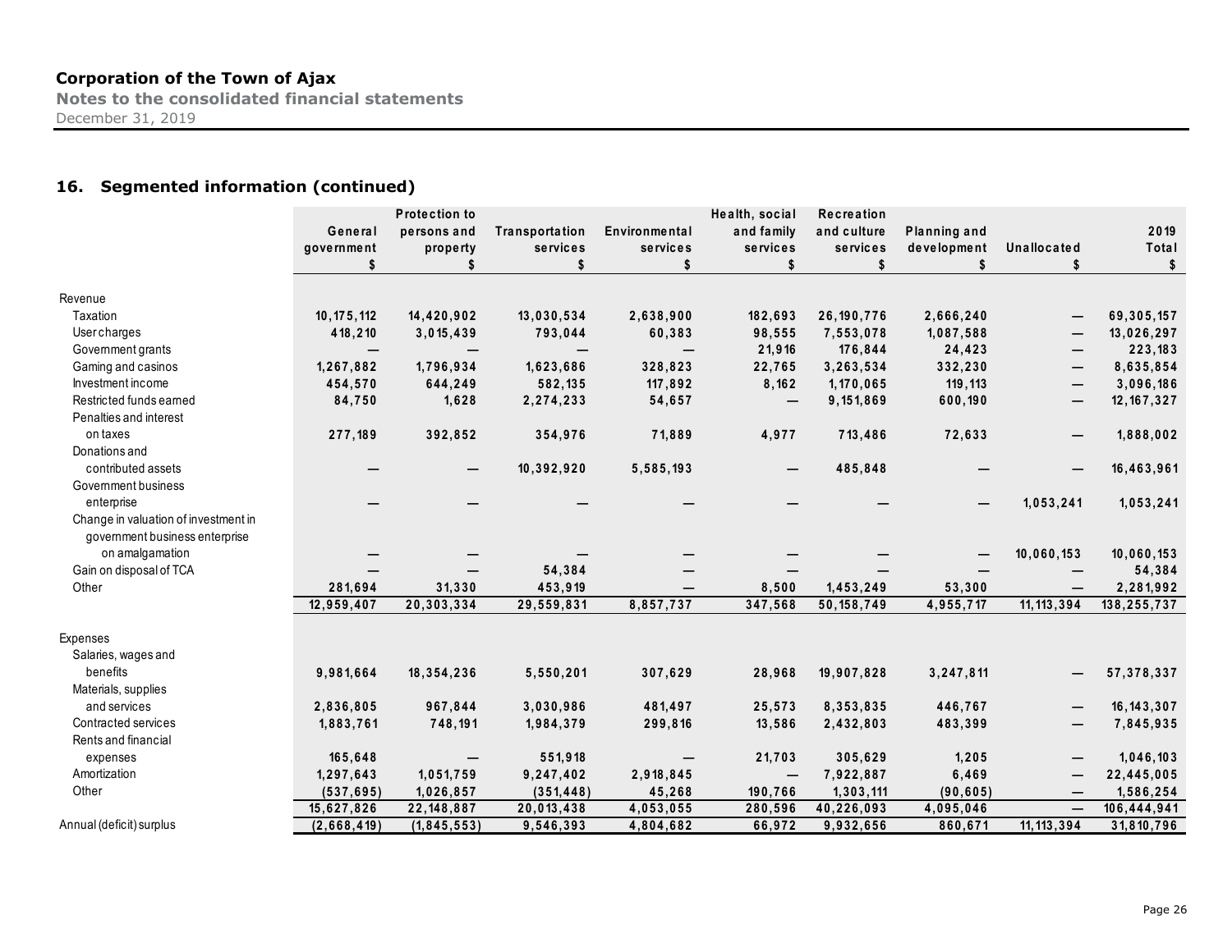**Corporation of the Town of Ajax**
**Notes to the consolidated financial statements**
December 31, 2019

## 16. Segmented information (continued)

| | General government $ | Protection to persons and property $ | Transportation services $ | Environmental services $ | Health, social and family services $ | Recreation and culture services $ | Planning and development $ | Unallocated $ | 2019 Total $ |
|---|---|---|---|---|---|---|---|---|---|
| **Revenue** | | | | | | | | | |
| Taxation | 10,175,112 | 14,420,902 | 13,030,534 | 2,638,900 | 182,693 | 26,190,776 | 2,666,240 | — | 69,305,157 |
| User charges | 418,210 | 3,015,439 | 793,044 | 60,383 | 98,555 | 7,553,078 | 1,087,588 | — | 13,026,297 |
| Government grants | — | — | — | — | 21,916 | 176,844 | 24,423 | — | 223,183 |
| Gaming and casinos | 1,267,882 | 1,796,934 | 1,623,686 | 328,823 | 22,765 | 3,263,534 | 332,230 | — | 8,635,854 |
| Investment income | 454,570 | 644,249 | 582,135 | 117,892 | 8,162 | 1,170,065 | 119,113 | — | 3,096,186 |
| Restricted funds earned | 84,750 | 1,628 | 2,274,233 | 54,657 | — | 9,151,869 | 600,190 | — | 12,167,327 |
| Penalties and interest on taxes | 277,189 | 392,852 | 354,976 | 71,889 | 4,977 | 713,486 | 72,633 | — | 1,888,002 |
| Donations and contributed assets | — | — | 10,392,920 | 5,585,193 | — | 485,848 | — | — | 16,463,961 |
| Government business enterprise | — | — | — | — | — | — | — | 1,053,241 | 1,053,241 |
| Change in valuation of investment in government business enterprise on amalgamation | — | — | — | — | — | — | — | 10,060,153 | 10,060,153 |
| Gain on disposal of TCA | — | — | 54,384 | — | — | — | — | — | 54,384 |
| Other | 281,694 | 31,330 | 453,919 | — | 8,500 | 1,453,249 | 53,300 | — | 2,281,992 |
| | 12,959,407 | 20,303,334 | 29,559,831 | 8,857,737 | 347,568 | 50,158,749 | 4,955,717 | 11,113,394 | 138,255,737 |
| **Expenses** | | | | | | | | | |
| Salaries, wages and benefits | 9,981,664 | 18,354,236 | 5,550,201 | 307,629 | 28,968 | 19,907,828 | 3,247,811 | — | 57,378,337 |
| Materials, supplies and services | 2,836,805 | 967,844 | 3,030,986 | 481,497 | 25,573 | 8,353,835 | 446,767 | — | 16,143,307 |
| Contracted services | 1,883,761 | 748,191 | 1,984,379 | 299,816 | 13,586 | 2,432,803 | 483,399 | — | 7,845,935 |
| Rents and financial expenses | 165,648 | — | 551,918 | — | 21,703 | 305,629 | 1,205 | — | 1,046,103 |
| Amortization | 1,297,643 | 1,051,759 | 9,247,402 | 2,918,845 | — | 7,922,887 | 6,469 | — | 22,445,005 |
| Other | (537,695) | 1,026,857 | (351,448) | 45,268 | 190,766 | 1,303,111 | (90,605) | — | 1,586,254 |
| | 15,627,826 | 22,148,887 | 20,013,438 | 4,053,055 | 280,596 | 40,226,093 | 4,095,046 | — | 106,444,941 |
| Annual (deficit) surplus | (2,668,419) | (1,845,553) | 9,546,393 | 4,804,682 | 66,972 | 9,932,656 | 860,671 | 11,113,394 | 31,810,796 |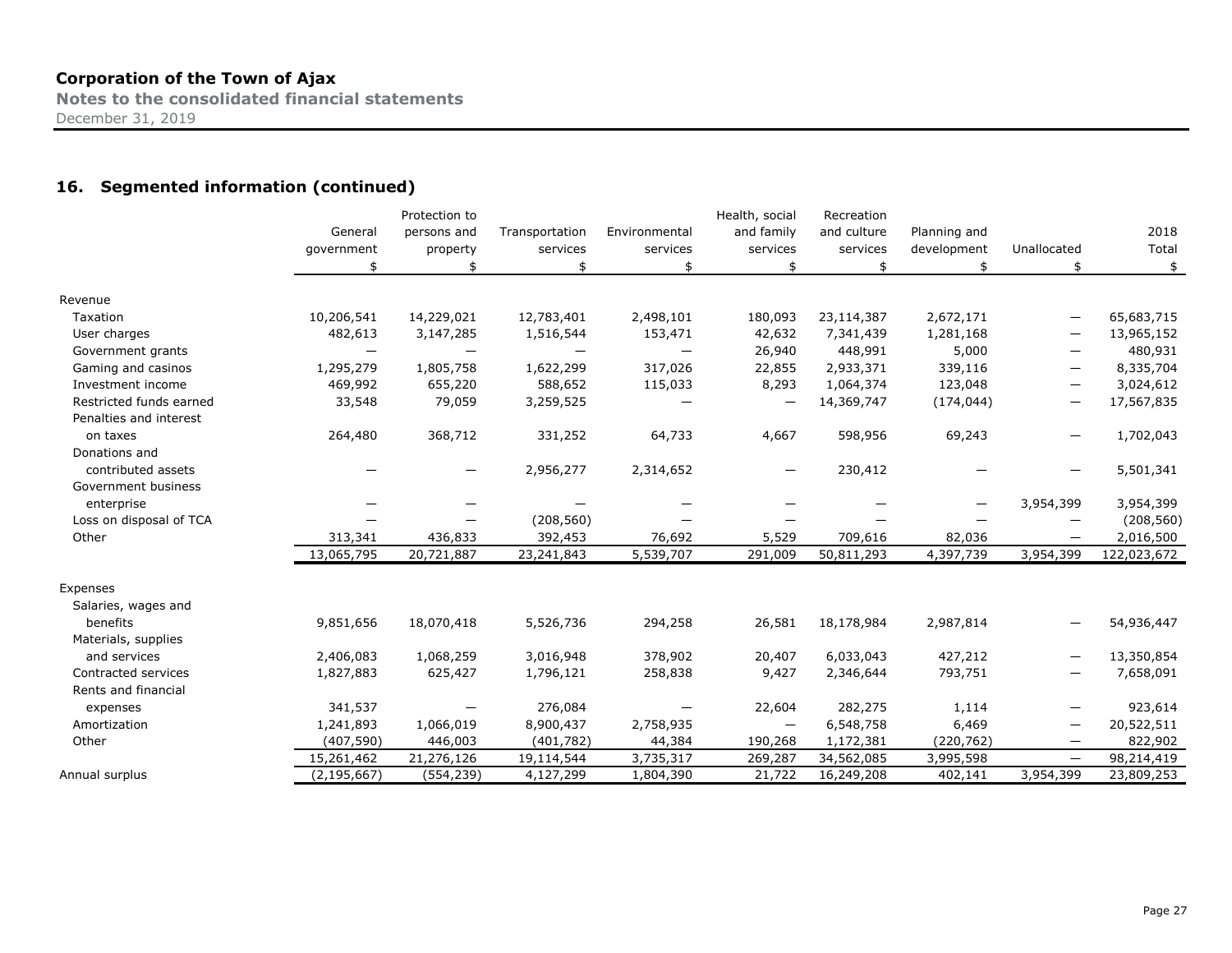## 16. Segmented information (continued)

| | General government | Protection to persons and property | Transportation services | Environmental services | Health, social and family services | Recreation and culture services | Planning and development | Unallocated | 2018 Total |
|---|---|---|---|---|---|---|---|---|---|
| | $ | $ | $ | $ | $ | $ | $ | $ | $ |
| **Revenue** | | | | | | | | | |
| Taxation | 10,206,541 | 14,229,021 | 12,783,401 | 2,498,101 | 180,093 | 23,114,387 | 2,672,171 | — | 65,683,715 |
| User charges | 482,613 | 3,147,285 | 1,516,544 | 153,471 | 42,632 | 7,341,439 | 1,281,168 | — | 13,965,152 |
| Government grants | — | — | — | — | 26,940 | 448,991 | 5,000 | — | 480,931 |
| Gaming and casinos | 1,295,279 | 1,805,758 | 1,622,299 | 317,026 | 22,855 | 2,933,371 | 339,116 | — | 8,335,704 |
| Investment income | 469,992 | 655,220 | 588,652 | 115,033 | 8,293 | 1,064,374 | 123,048 | — | 3,024,612 |
| Restricted funds earned | 33,548 | 79,059 | 3,259,525 | — | — | 14,369,747 | (174,044) | — | 17,567,835 |
| Penalties and interest on taxes | 264,480 | 368,712 | 331,252 | 64,733 | 4,667 | 598,956 | 69,243 | — | 1,702,043 |
| Donations and contributed assets | — | — | 2,956,277 | 2,314,652 | — | 230,412 | — | — | 5,501,341 |
| Government business enterprise | — | — | — | — | — | — | — | 3,954,399 | 3,954,399 |
| Loss on disposal of TCA | — | — | (208,560) | — | — | — | — | — | (208,560) |
| Other | 313,341 | 436,833 | 392,453 | 76,692 | 5,529 | 709,616 | 82,036 | — | 2,016,500 |
| | 13,065,795 | 20,721,887 | 23,241,843 | 5,539,707 | 291,009 | 50,811,293 | 4,397,739 | 3,954,399 | 122,023,672 |
| **Expenses** | | | | | | | | | |
| Salaries, wages and benefits | 9,851,656 | 18,070,418 | 5,526,736 | 294,258 | 26,581 | 18,178,984 | 2,987,814 | — | 54,936,447 |
| Materials, supplies and services | 2,406,083 | 1,068,259 | 3,016,948 | 378,902 | 20,407 | 6,033,043 | 427,212 | — | 13,350,854 |
| Contracted services | 1,827,883 | 625,427 | 1,796,121 | 258,838 | 9,427 | 2,346,644 | 793,751 | — | 7,658,091 |
| Rents and financial expenses | 341,537 | — | 276,084 | — | 22,604 | 282,275 | 1,114 | — | 923,614 |
| Amortization | 1,241,893 | 1,066,019 | 8,900,437 | 2,758,935 | — | 6,548,758 | 6,469 | — | 20,522,511 |
| Other | (407,590) | 446,003 | (401,782) | 44,384 | 190,268 | 1,172,381 | (220,762) | — | 822,902 |
| | 15,261,462 | 21,276,126 | 19,114,544 | 3,735,317 | 269,287 | 34,562,085 | 3,995,598 | — | 98,214,419 |
| Annual surplus | (2,195,667) | (554,239) | 4,127,299 | 1,804,390 | 21,722 | 16,249,208 | 402,141 | 3,954,399 | 23,809,253 |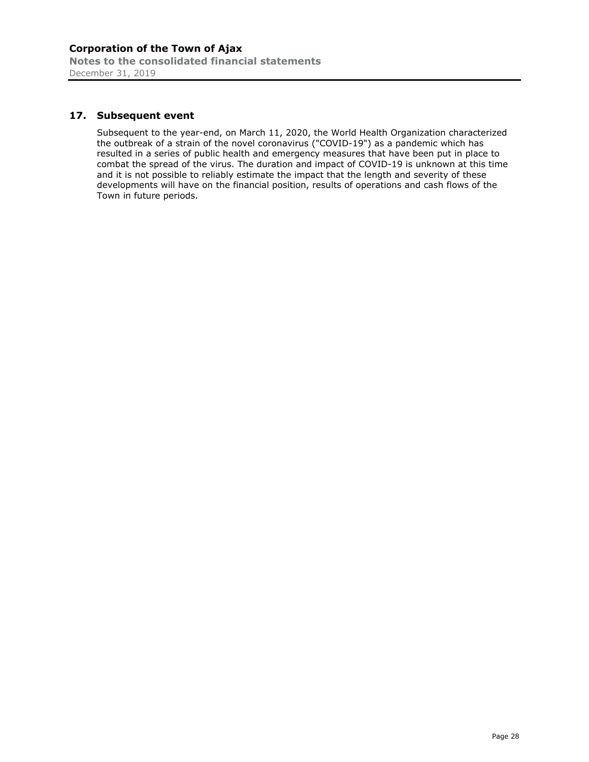## 17. Subsequent event

Subsequent to the year-end, on March 11, 2020, the World Health Organization characterized the outbreak of a strain of the novel coronavirus ("COVID-19") as a pandemic which has resulted in a series of public health and emergency measures that have been put in place to combat the spread of the virus. The duration and impact of COVID-19 is unknown at this time and it is not possible to reliably estimate the impact that the length and severity of these developments will have on the financial position, results of operations and cash flows of the Town in future periods.